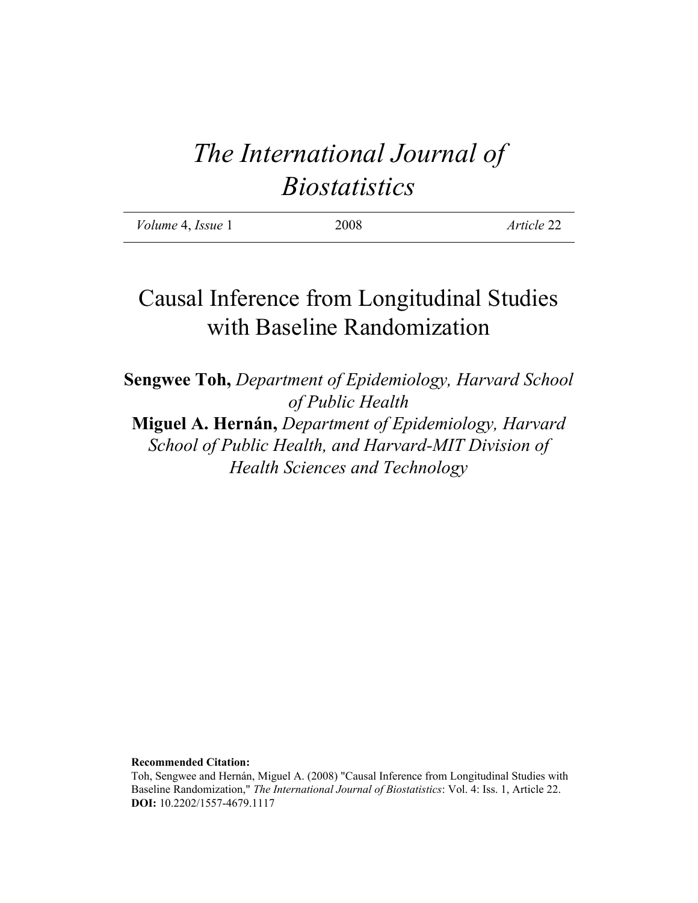# *The International Journal of Biostatistics*

| *Volume* 4, *Issue* 1 | 2008 | *Article* 22 |
|---|---|---|

# Causal Inference from Longitudinal Studies with Baseline Randomization

**Sengwee Toh,** *Department of Epidemiology, Harvard School of Public Health*
**Miguel A. Hernán,** *Department of Epidemiology, Harvard School of Public Health, and Harvard-MIT Division of Health Sciences and Technology*

**Recommended Citation:**
Toh, Sengwee and Hernán, Miguel A. (2008) "Causal Inference from Longitudinal Studies with Baseline Randomization," *The International Journal of Biostatistics*: Vol. 4: Iss. 1, Article 22.
**DOI:** 10.2202/1557-4679.1117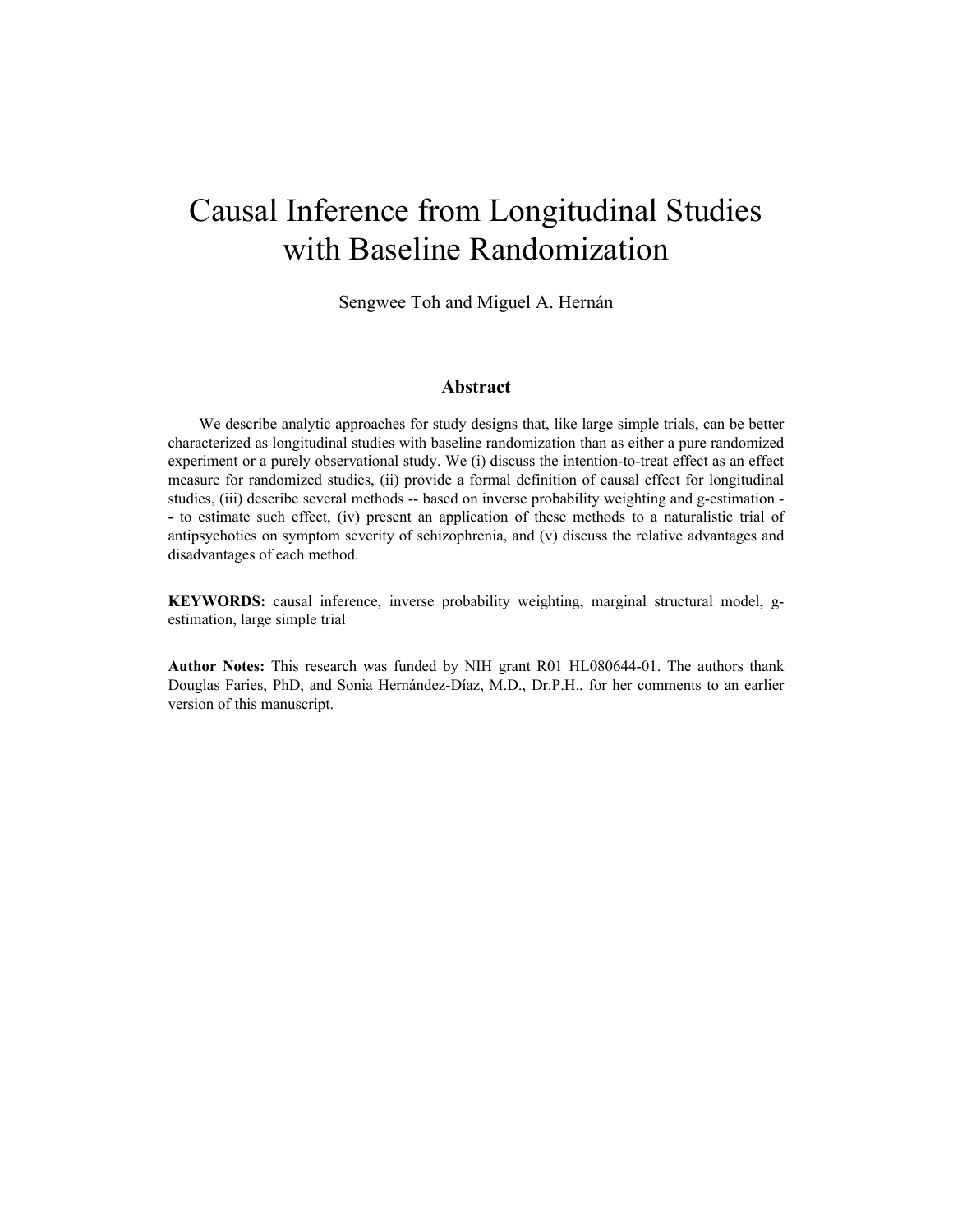# Causal Inference from Longitudinal Studies with Baseline Randomization

Sengwee Toh and Miguel A. Hernán

## Abstract

We describe analytic approaches for study designs that, like large simple trials, can be better characterized as longitudinal studies with baseline randomization than as either a pure randomized experiment or a purely observational study. We (i) discuss the intention-to-treat effect as an effect measure for randomized studies, (ii) provide a formal definition of causal effect for longitudinal studies, (iii) describe several methods -- based on inverse probability weighting and g-estimation -- to estimate such effect, (iv) present an application of these methods to a naturalistic trial of antipsychotics on symptom severity of schizophrenia, and (v) discuss the relative advantages and disadvantages of each method.

**KEYWORDS:** causal inference, inverse probability weighting, marginal structural model, g-estimation, large simple trial

**Author Notes:** This research was funded by NIH grant R01 HL080644-01. The authors thank Douglas Faries, PhD, and Sonia Hernández-Díaz, M.D., Dr.P.H., for her comments to an earlier version of this manuscript.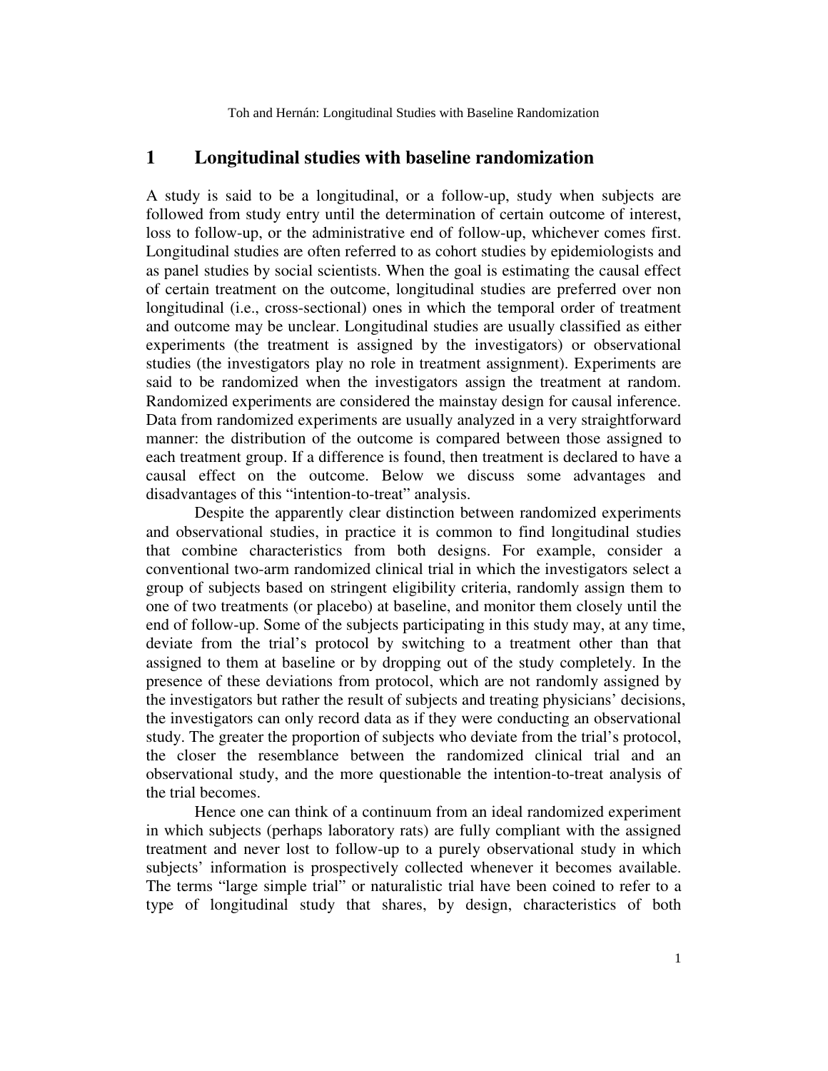# 1 Longitudinal studies with baseline randomization

A study is said to be a longitudinal, or a follow-up, study when subjects are followed from study entry until the determination of certain outcome of interest, loss to follow-up, or the administrative end of follow-up, whichever comes first. Longitudinal studies are often referred to as cohort studies by epidemiologists and as panel studies by social scientists. When the goal is estimating the causal effect of certain treatment on the outcome, longitudinal studies are preferred over non longitudinal (i.e., cross-sectional) ones in which the temporal order of treatment and outcome may be unclear. Longitudinal studies are usually classified as either experiments (the treatment is assigned by the investigators) or observational studies (the investigators play no role in treatment assignment). Experiments are said to be randomized when the investigators assign the treatment at random. Randomized experiments are considered the mainstay design for causal inference. Data from randomized experiments are usually analyzed in a very straightforward manner: the distribution of the outcome is compared between those assigned to each treatment group. If a difference is found, then treatment is declared to have a causal effect on the outcome. Below we discuss some advantages and disadvantages of this "intention-to-treat" analysis.

Despite the apparently clear distinction between randomized experiments and observational studies, in practice it is common to find longitudinal studies that combine characteristics from both designs. For example, consider a conventional two-arm randomized clinical trial in which the investigators select a group of subjects based on stringent eligibility criteria, randomly assign them to one of two treatments (or placebo) at baseline, and monitor them closely until the end of follow-up. Some of the subjects participating in this study may, at any time, deviate from the trial's protocol by switching to a treatment other than that assigned to them at baseline or by dropping out of the study completely. In the presence of these deviations from protocol, which are not randomly assigned by the investigators but rather the result of subjects and treating physicians' decisions, the investigators can only record data as if they were conducting an observational study. The greater the proportion of subjects who deviate from the trial's protocol, the closer the resemblance between the randomized clinical trial and an observational study, and the more questionable the intention-to-treat analysis of the trial becomes.

Hence one can think of a continuum from an ideal randomized experiment in which subjects (perhaps laboratory rats) are fully compliant with the assigned treatment and never lost to follow-up to a purely observational study in which subjects' information is prospectively collected whenever it becomes available. The terms "large simple trial" or naturalistic trial have been coined to refer to a type of longitudinal study that shares, by design, characteristics of both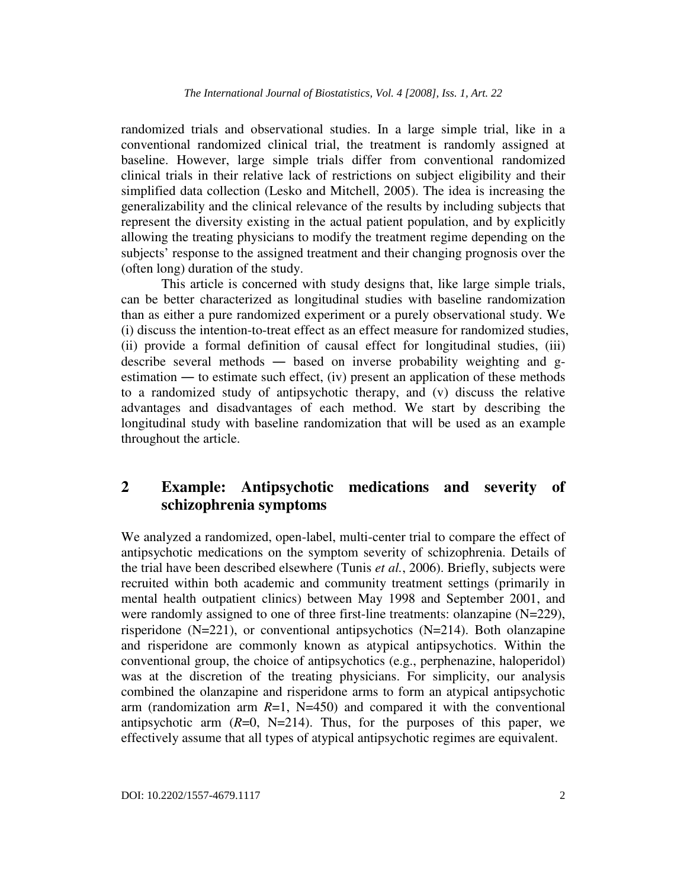randomized trials and observational studies. In a large simple trial, like in a conventional randomized clinical trial, the treatment is randomly assigned at baseline. However, large simple trials differ from conventional randomized clinical trials in their relative lack of restrictions on subject eligibility and their simplified data collection (Lesko and Mitchell, 2005). The idea is increasing the generalizability and the clinical relevance of the results by including subjects that represent the diversity existing in the actual patient population, and by explicitly allowing the treating physicians to modify the treatment regime depending on the subjects' response to the assigned treatment and their changing prognosis over the (often long) duration of the study.

This article is concerned with study designs that, like large simple trials, can be better characterized as longitudinal studies with baseline randomization than as either a pure randomized experiment or a purely observational study. We (i) discuss the intention-to-treat effect as an effect measure for randomized studies, (ii) provide a formal definition of causal effect for longitudinal studies, (iii) describe several methods — based on inverse probability weighting and g-estimation — to estimate such effect, (iv) present an application of these methods to a randomized study of antipsychotic therapy, and (v) discuss the relative advantages and disadvantages of each method. We start by describing the longitudinal study with baseline randomization that will be used as an example throughout the article.

## 2 Example: Antipsychotic medications and severity of schizophrenia symptoms

We analyzed a randomized, open-label, multi-center trial to compare the effect of antipsychotic medications on the symptom severity of schizophrenia. Details of the trial have been described elsewhere (Tunis *et al.*, 2006). Briefly, subjects were recruited within both academic and community treatment settings (primarily in mental health outpatient clinics) between May 1998 and September 2001, and were randomly assigned to one of three first-line treatments: olanzapine (N=229), risperidone (N=221), or conventional antipsychotics (N=214). Both olanzapine and risperidone are commonly known as atypical antipsychotics. Within the conventional group, the choice of antipsychotics (e.g., perphenazine, haloperidol) was at the discretion of the treating physicians. For simplicity, our analysis combined the olanzapine and risperidone arms to form an atypical antipsychotic arm (randomization arm $R$=1, N=450) and compared it with the conventional antipsychotic arm ($R$=0, N=214). Thus, for the purposes of this paper, we effectively assume that all types of atypical antipsychotic regimes are equivalent.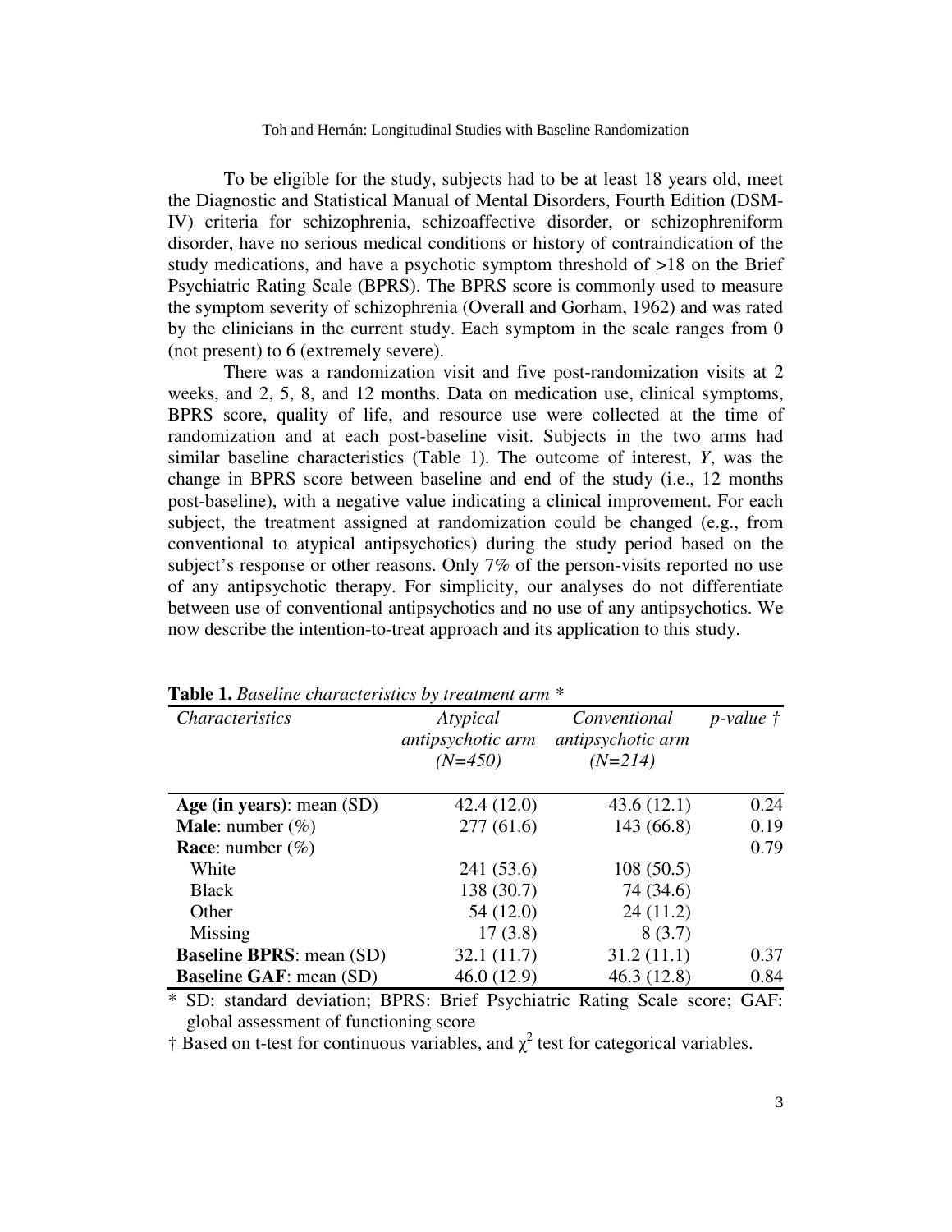To be eligible for the study, subjects had to be at least 18 years old, meet the Diagnostic and Statistical Manual of Mental Disorders, Fourth Edition (DSM-IV) criteria for schizophrenia, schizoaffective disorder, or schizophreniform disorder, have no serious medical conditions or history of contraindication of the study medications, and have a psychotic symptom threshold of $\geq$18 on the Brief Psychiatric Rating Scale (BPRS). The BPRS score is commonly used to measure the symptom severity of schizophrenia (Overall and Gorham, 1962) and was rated by the clinicians in the current study. Each symptom in the scale ranges from 0 (not present) to 6 (extremely severe).

There was a randomization visit and five post-randomization visits at 2 weeks, and 2, 5, 8, and 12 months. Data on medication use, clinical symptoms, BPRS score, quality of life, and resource use were collected at the time of randomization and at each post-baseline visit. Subjects in the two arms had similar baseline characteristics (Table 1). The outcome of interest, $Y$, was the change in BPRS score between baseline and end of the study (i.e., 12 months post-baseline), with a negative value indicating a clinical improvement. For each subject, the treatment assigned at randomization could be changed (e.g., from conventional to atypical antipsychotics) during the study period based on the subject's response or other reasons. Only 7% of the person-visits reported no use of any antipsychotic therapy. For simplicity, our analyses do not differentiate between use of conventional antipsychotics and no use of any antipsychotics. We now describe the intention-to-treat approach and its application to this study.

**Table 1.** *Baseline characteristics by treatment arm* *

| *Characteristics* | *Atypical antipsychotic arm (N=450)* | *Conventional antipsychotic arm (N=214)* | *p-value* † |
|---|---|---|---|
| **Age (in years)**: mean (SD) | 42.4 (12.0) | 43.6 (12.1) | 0.24 |
| **Male**: number (%) | 277 (61.6) | 143 (66.8) | 0.19 |
| **Race**: number (%) | | | 0.79 |
| White | 241 (53.6) | 108 (50.5) | |
| Black | 138 (30.7) | 74 (34.6) | |
| Other | 54 (12.0) | 24 (11.2) | |
| Missing | 17 (3.8) | 8 (3.7) | |
| **Baseline BPRS**: mean (SD) | 32.1 (11.7) | 31.2 (11.1) | 0.37 |
| **Baseline GAF**: mean (SD) | 46.0 (12.9) | 46.3 (12.8) | 0.84 |

* SD: standard deviation; BPRS: Brief Psychiatric Rating Scale score; GAF: global assessment of functioning score

† Based on t-test for continuous variables, and $\chi^2$ test for categorical variables.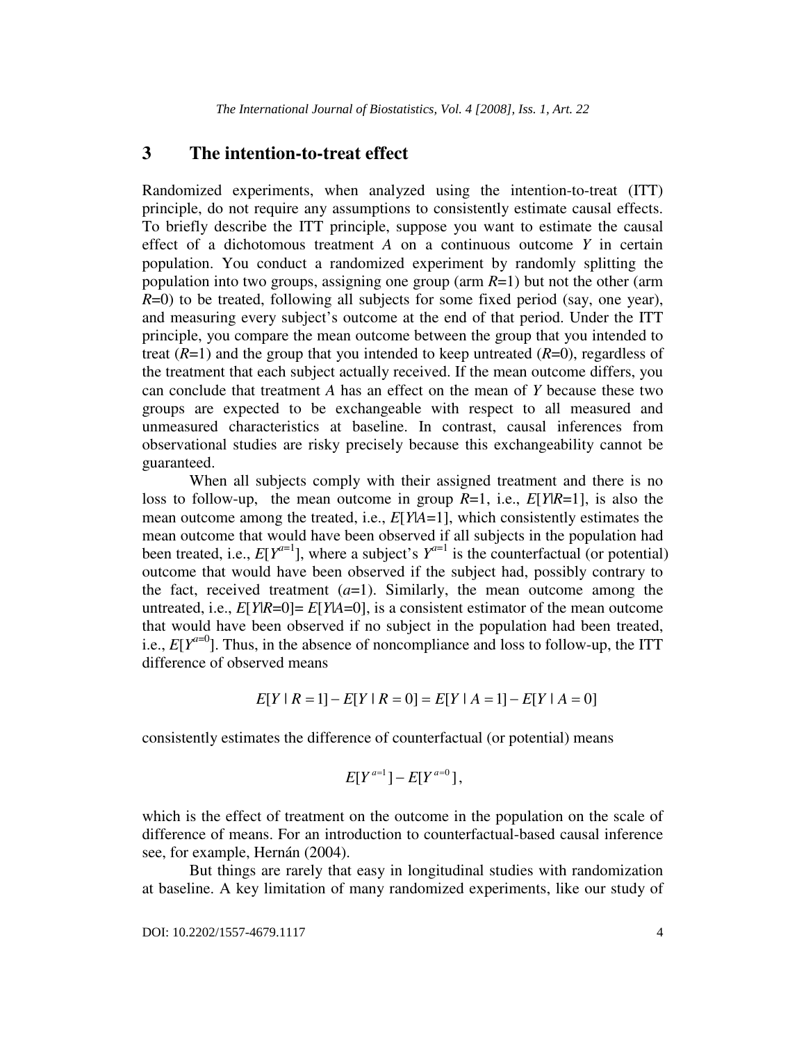## 3 The intention-to-treat effect

Randomized experiments, when analyzed using the intention-to-treat (ITT) principle, do not require any assumptions to consistently estimate causal effects. To briefly describe the ITT principle, suppose you want to estimate the causal effect of a dichotomous treatment $A$ on a continuous outcome $Y$ in certain population. You conduct a randomized experiment by randomly splitting the population into two groups, assigning one group (arm $R$=1) but not the other (arm $R$=0) to be treated, following all subjects for some fixed period (say, one year), and measuring every subject's outcome at the end of that period. Under the ITT principle, you compare the mean outcome between the group that you intended to treat ($R$=1) and the group that you intended to keep untreated ($R$=0), regardless of the treatment that each subject actually received. If the mean outcome differs, you can conclude that treatment $A$ has an effect on the mean of $Y$ because these two groups are expected to be exchangeable with respect to all measured and unmeasured characteristics at baseline. In contrast, causal inferences from observational studies are risky precisely because this exchangeability cannot be guaranteed.

When all subjects comply with their assigned treatment and there is no loss to follow-up, the mean outcome in group $R$=1, i.e., $E[Y|R=1]$, is also the mean outcome among the treated, i.e., $E[Y|A=1]$, which consistently estimates the mean outcome that would have been observed if all subjects in the population had been treated, i.e., $E[Y^{a=1}]$, where a subject's $Y^{a=1}$ is the counterfactual (or potential) outcome that would have been observed if the subject had, possibly contrary to the fact, received treatment ($a$=1). Similarly, the mean outcome among the untreated, i.e., $E[Y|R=0]= E[Y|A=0]$, is a consistent estimator of the mean outcome that would have been observed if no subject in the population had been treated, i.e., $E[Y^{a=0}]$. Thus, in the absence of noncompliance and loss to follow-up, the ITT difference of observed means

$$E[Y \mid R=1] - E[Y \mid R=0] = E[Y \mid A=1] - E[Y \mid A=0]$$

consistently estimates the difference of counterfactual (or potential) means

$$E[Y^{a=1}] - E[Y^{a=0}],$$

which is the effect of treatment on the outcome in the population on the scale of difference of means. For an introduction to counterfactual-based causal inference see, for example, Hernán (2004).

But things are rarely that easy in longitudinal studies with randomization at baseline. A key limitation of many randomized experiments, like our study of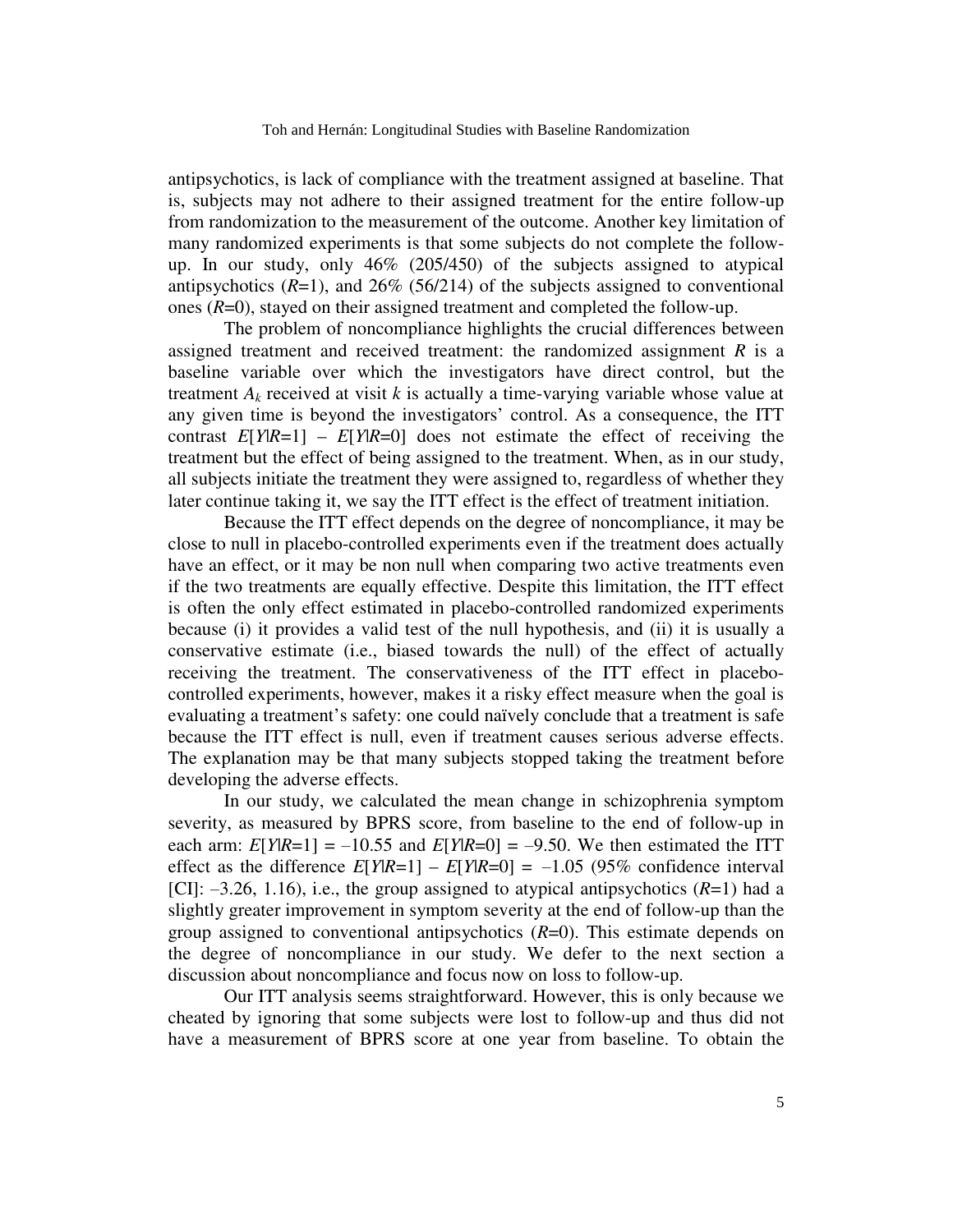antipsychotics, is lack of compliance with the treatment assigned at baseline. That is, subjects may not adhere to their assigned treatment for the entire follow-up from randomization to the measurement of the outcome. Another key limitation of many randomized experiments is that some subjects do not complete the follow-up. In our study, only 46% (205/450) of the subjects assigned to atypical antipsychotics ($R$=1), and 26% (56/214) of the subjects assigned to conventional ones ($R$=0), stayed on their assigned treatment and completed the follow-up.

The problem of noncompliance highlights the crucial differences between assigned treatment and received treatment: the randomized assignment $R$ is a baseline variable over which the investigators have direct control, but the treatment $A_k$ received at visit $k$ is actually a time-varying variable whose value at any given time is beyond the investigators' control. As a consequence, the ITT contrast $E[Y|R=1] - E[Y|R=0]$ does not estimate the effect of receiving the treatment but the effect of being assigned to the treatment. When, as in our study, all subjects initiate the treatment they were assigned to, regardless of whether they later continue taking it, we say the ITT effect is the effect of treatment initiation.

Because the ITT effect depends on the degree of noncompliance, it may be close to null in placebo-controlled experiments even if the treatment does actually have an effect, or it may be non null when comparing two active treatments even if the two treatments are equally effective. Despite this limitation, the ITT effect is often the only effect estimated in placebo-controlled randomized experiments because (i) it provides a valid test of the null hypothesis, and (ii) it is usually a conservative estimate (i.e., biased towards the null) of the effect of actually receiving the treatment. The conservativeness of the ITT effect in placebo-controlled experiments, however, makes it a risky effect measure when the goal is evaluating a treatment's safety: one could naïvely conclude that a treatment is safe because the ITT effect is null, even if treatment causes serious adverse effects. The explanation may be that many subjects stopped taking the treatment before developing the adverse effects.

In our study, we calculated the mean change in schizophrenia symptom severity, as measured by BPRS score, from baseline to the end of follow-up in each arm: $E[Y|R=1] = -10.55$ and $E[Y|R=0] = -9.50$. We then estimated the ITT effect as the difference $E[Y|R=1] - E[Y|R=0] = -1.05$ (95% confidence interval [CI]: –3.26, 1.16), i.e., the group assigned to atypical antipsychotics ($R$=1) had a slightly greater improvement in symptom severity at the end of follow-up than the group assigned to conventional antipsychotics ($R$=0). This estimate depends on the degree of noncompliance in our study. We defer to the next section a discussion about noncompliance and focus now on loss to follow-up.

Our ITT analysis seems straightforward. However, this is only because we cheated by ignoring that some subjects were lost to follow-up and thus did not have a measurement of BPRS score at one year from baseline. To obtain the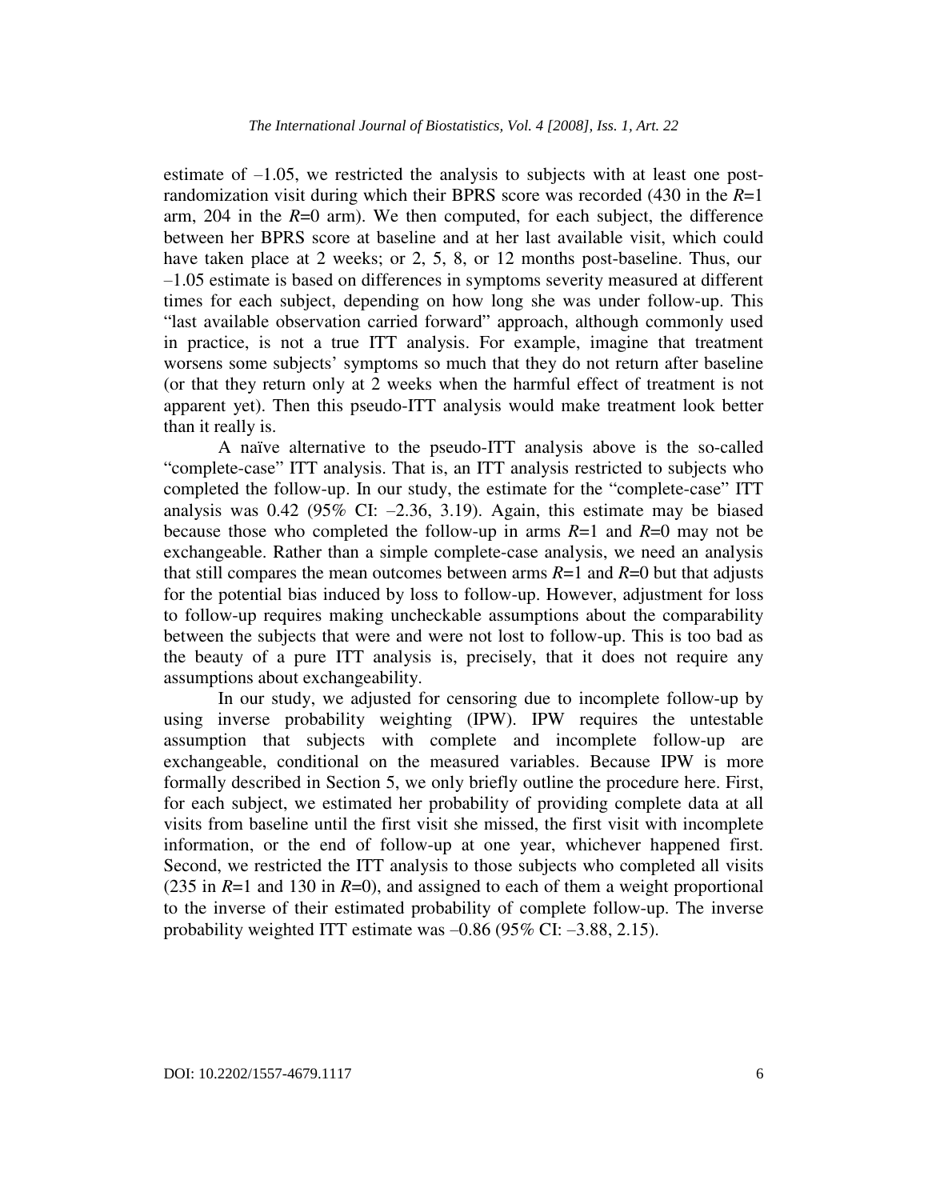estimate of –1.05, we restricted the analysis to subjects with at least one post-randomization visit during which their BPRS score was recorded (430 in the $R$=1 arm, 204 in the $R$=0 arm). We then computed, for each subject, the difference between her BPRS score at baseline and at her last available visit, which could have taken place at 2 weeks; or 2, 5, 8, or 12 months post-baseline. Thus, our –1.05 estimate is based on differences in symptoms severity measured at different times for each subject, depending on how long she was under follow-up. This "last available observation carried forward" approach, although commonly used in practice, is not a true ITT analysis. For example, imagine that treatment worsens some subjects' symptoms so much that they do not return after baseline (or that they return only at 2 weeks when the harmful effect of treatment is not apparent yet). Then this pseudo-ITT analysis would make treatment look better than it really is.

A naïve alternative to the pseudo-ITT analysis above is the so-called "complete-case" ITT analysis. That is, an ITT analysis restricted to subjects who completed the follow-up. In our study, the estimate for the "complete-case" ITT analysis was 0.42 (95% CI: –2.36, 3.19). Again, this estimate may be biased because those who completed the follow-up in arms $R$=1 and $R$=0 may not be exchangeable. Rather than a simple complete-case analysis, we need an analysis that still compares the mean outcomes between arms $R$=1 and $R$=0 but that adjusts for the potential bias induced by loss to follow-up. However, adjustment for loss to follow-up requires making uncheckable assumptions about the comparability between the subjects that were and were not lost to follow-up. This is too bad as the beauty of a pure ITT analysis is, precisely, that it does not require any assumptions about exchangeability.

In our study, we adjusted for censoring due to incomplete follow-up by using inverse probability weighting (IPW). IPW requires the untestable assumption that subjects with complete and incomplete follow-up are exchangeable, conditional on the measured variables. Because IPW is more formally described in Section 5, we only briefly outline the procedure here. First, for each subject, we estimated her probability of providing complete data at all visits from baseline until the first visit she missed, the first visit with incomplete information, or the end of follow-up at one year, whichever happened first. Second, we restricted the ITT analysis to those subjects who completed all visits (235 in $R$=1 and 130 in $R$=0), and assigned to each of them a weight proportional to the inverse of their estimated probability of complete follow-up. The inverse probability weighted ITT estimate was –0.86 (95% CI: –3.88, 2.15).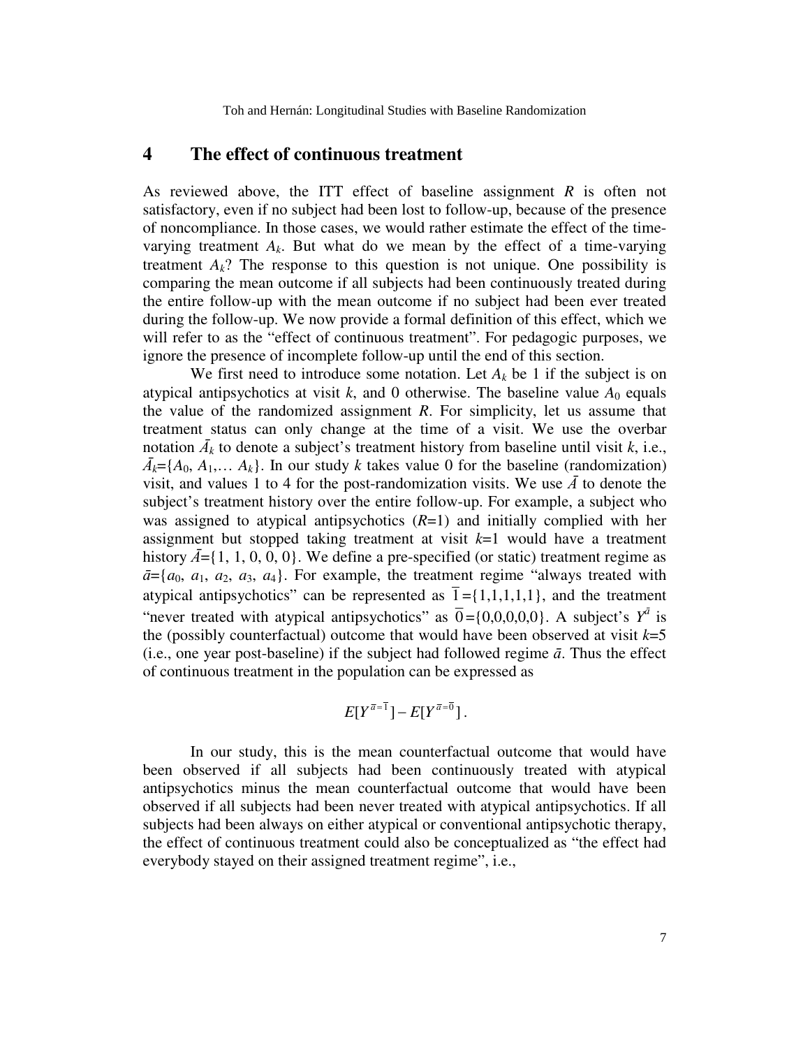## 4 The effect of continuous treatment

As reviewed above, the ITT effect of baseline assignment $R$ is often not satisfactory, even if no subject had been lost to follow-up, because of the presence of noncompliance. In those cases, we would rather estimate the effect of the time-varying treatment $A_k$. But what do we mean by the effect of a time-varying treatment $A_k$? The response to this question is not unique. One possibility is comparing the mean outcome if all subjects had been continuously treated during the entire follow-up with the mean outcome if no subject had been ever treated during the follow-up. We now provide a formal definition of this effect, which we will refer to as the "effect of continuous treatment". For pedagogic purposes, we ignore the presence of incomplete follow-up until the end of this section.

We first need to introduce some notation. Let $A_k$ be 1 if the subject is on atypical antipsychotics at visit $k$, and 0 otherwise. The baseline value $A_0$ equals the value of the randomized assignment $R$. For simplicity, let us assume that treatment status can only change at the time of a visit. We use the overbar notation $\bar{A}_k$ to denote a subject's treatment history from baseline until visit $k$, i.e., $\bar{A}_k=\{A_0, A_1,\ldots A_k\}$. In our study $k$ takes value 0 for the baseline (randomization) visit, and values 1 to 4 for the post-randomization visits. We use $\bar{A}$ to denote the subject's treatment history over the entire follow-up. For example, a subject who was assigned to atypical antipsychotics ($R$=1) and initially complied with her assignment but stopped taking treatment at visit $k$=1 would have a treatment history $\bar{A}=\{1, 1, 0, 0, 0\}$. We define a pre-specified (or static) treatment regime as $\bar{a}=\{a_0, a_1, a_2, a_3, a_4\}$. For example, the treatment regime "always treated with atypical antipsychotics" can be represented as $\bar{1}=\{1,1,1,1,1\}$, and the treatment "never treated with atypical antipsychotics" as $\bar{0}=\{0,0,0,0,0\}$. A subject's $Y^{\bar{a}}$ is the (possibly counterfactual) outcome that would have been observed at visit $k$=5 (i.e., one year post-baseline) if the subject had followed regime $\bar{a}$. Thus the effect of continuous treatment in the population can be expressed as

$$E[Y^{\bar{a}=\bar{1}}]-E[Y^{\bar{a}=\bar{0}}].$$

In our study, this is the mean counterfactual outcome that would have been observed if all subjects had been continuously treated with atypical antipsychotics minus the mean counterfactual outcome that would have been observed if all subjects had been never treated with atypical antipsychotics. If all subjects had been always on either atypical or conventional antipsychotic therapy, the effect of continuous treatment could also be conceptualized as "the effect had everybody stayed on their assigned treatment regime", i.e.,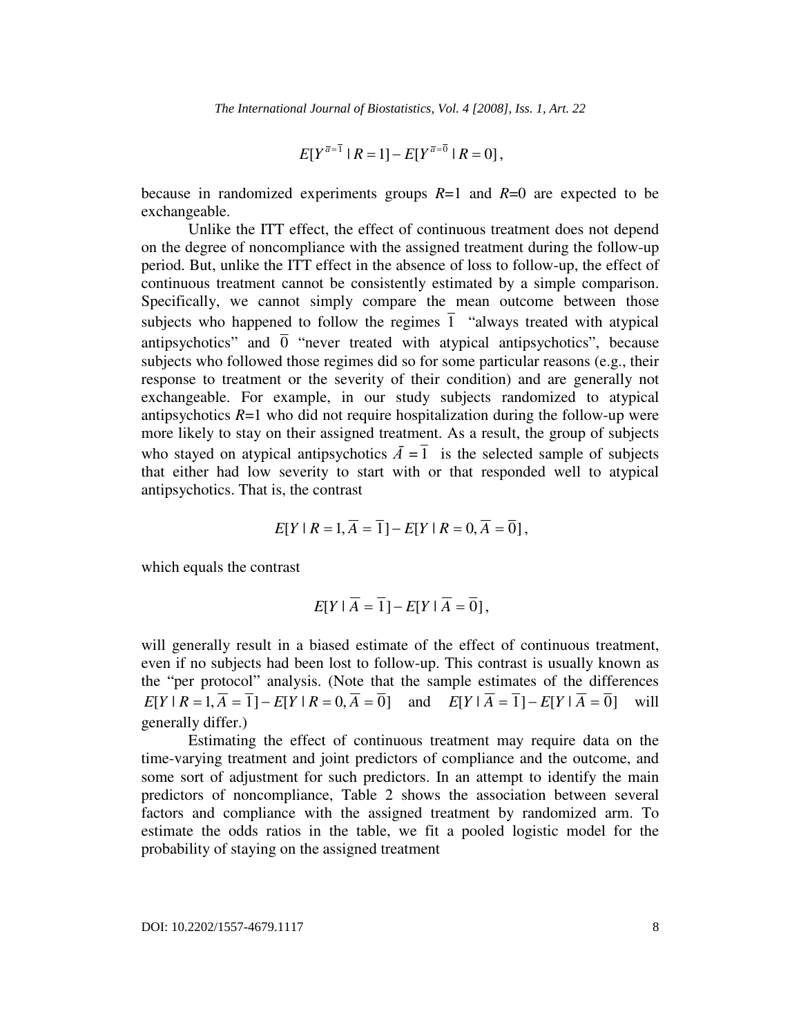$$E[Y^{\bar{a}=\bar{1}} \mid R=1] - E[Y^{\bar{a}=\bar{0}} \mid R=0],$$

because in randomized experiments groups $R$=1 and $R$=0 are expected to be exchangeable.

Unlike the ITT effect, the effect of continuous treatment does not depend on the degree of noncompliance with the assigned treatment during the follow-up period. But, unlike the ITT effect in the absence of loss to follow-up, the effect of continuous treatment cannot be consistently estimated by a simple comparison. Specifically, we cannot simply compare the mean outcome between those subjects who happened to follow the regimes $\bar{1}$ "always treated with atypical antipsychotics" and $\bar{0}$ "never treated with atypical antipsychotics", because subjects who followed those regimes did so for some particular reasons (e.g., their response to treatment or the severity of their condition) and are generally not exchangeable. For example, in our study subjects randomized to atypical antipsychotics $R$=1 who did not require hospitalization during the follow-up were more likely to stay on their assigned treatment. As a result, the group of subjects who stayed on atypical antipsychotics $\bar{A} = \bar{1}$ is the selected sample of subjects that either had low severity to start with or that responded well to atypical antipsychotics. That is, the contrast

$$E[Y \mid R=1, \bar{A} = \bar{1}] - E[Y \mid R=0, \bar{A} = \bar{0}],$$

which equals the contrast

$$E[Y \mid \bar{A} = \bar{1}] - E[Y \mid \bar{A} = \bar{0}],$$

will generally result in a biased estimate of the effect of continuous treatment, even if no subjects had been lost to follow-up. This contrast is usually known as the "per protocol" analysis. (Note that the sample estimates of the differences $E[Y \mid R=1, \bar{A} = \bar{1}] - E[Y \mid R=0, \bar{A} = \bar{0}]$ and $E[Y \mid \bar{A} = \bar{1}] - E[Y \mid \bar{A} = \bar{0}]$ will generally differ.)

Estimating the effect of continuous treatment may require data on the time-varying treatment and joint predictors of compliance and the outcome, and some sort of adjustment for such predictors. In an attempt to identify the main predictors of noncompliance, Table 2 shows the association between several factors and compliance with the assigned treatment by randomized arm. To estimate the odds ratios in the table, we fit a pooled logistic model for the probability of staying on the assigned treatment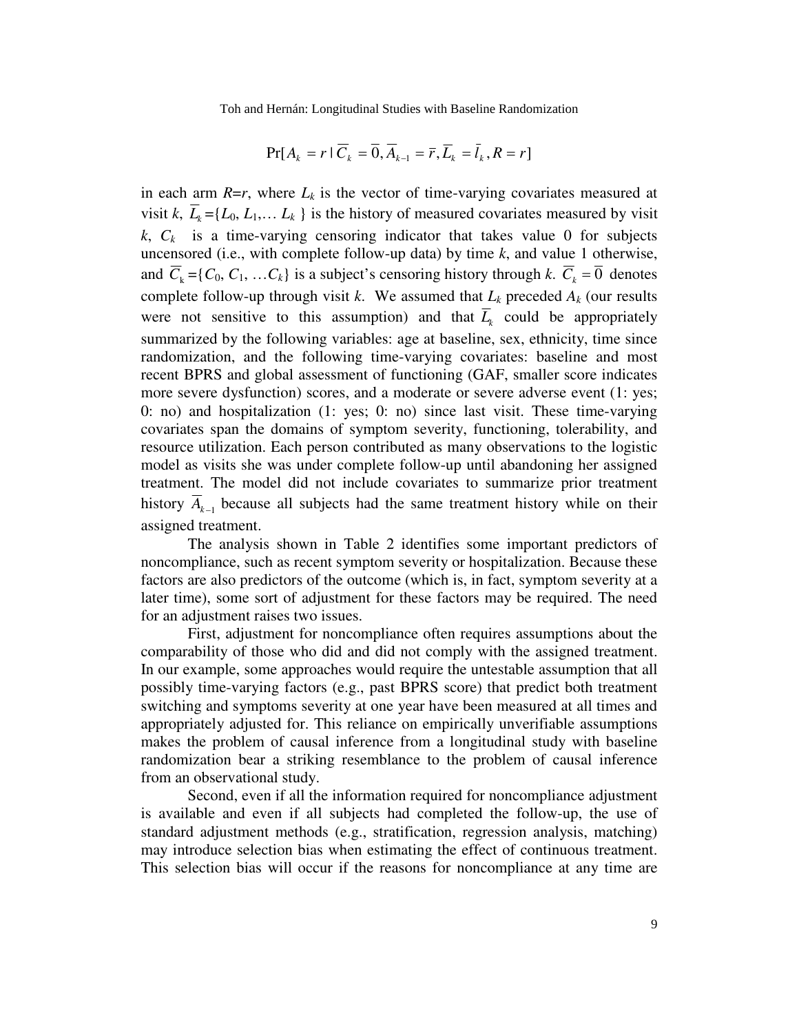$$\Pr[A_k = r \mid \overline{C}_k = \overline{0}, \overline{A}_{k-1} = \overline{r}, \overline{L}_k = \overline{l}_k, R = r]$$

in each arm $R$=$r$, where $L_k$ is the vector of time-varying covariates measured at visit $k$, $\overline{L}_k$={$L_0$, $L_1$,… $L_k$ } is the history of measured covariates measured by visit $k$, $C_k$ is a time-varying censoring indicator that takes value 0 for subjects uncensored (i.e., with complete follow-up data) by time $k$, and value 1 otherwise, and $\overline{C}_k$={$C_0$, $C_1$, …$C_k$} is a subject's censoring history through $k$. $\overline{C}_k = \overline{0}$ denotes complete follow-up through visit $k$. We assumed that $L_k$ preceded $A_k$ (our results were not sensitive to this assumption) and that $\overline{L}_k$ could be appropriately summarized by the following variables: age at baseline, sex, ethnicity, time since randomization, and the following time-varying covariates: baseline and most recent BPRS and global assessment of functioning (GAF, smaller score indicates more severe dysfunction) scores, and a moderate or severe adverse event (1: yes; 0: no) and hospitalization (1: yes; 0: no) since last visit. These time-varying covariates span the domains of symptom severity, functioning, tolerability, and resource utilization. Each person contributed as many observations to the logistic model as visits she was under complete follow-up until abandoning her assigned treatment. The model did not include covariates to summarize prior treatment history $\overline{A}_{k-1}$ because all subjects had the same treatment history while on their assigned treatment.

The analysis shown in Table 2 identifies some important predictors of noncompliance, such as recent symptom severity or hospitalization. Because these factors are also predictors of the outcome (which is, in fact, symptom severity at a later time), some sort of adjustment for these factors may be required. The need for an adjustment raises two issues.

First, adjustment for noncompliance often requires assumptions about the comparability of those who did and did not comply with the assigned treatment. In our example, some approaches would require the untestable assumption that all possibly time-varying factors (e.g., past BPRS score) that predict both treatment switching and symptoms severity at one year have been measured at all times and appropriately adjusted for. This reliance on empirically unverifiable assumptions makes the problem of causal inference from a longitudinal study with baseline randomization bear a striking resemblance to the problem of causal inference from an observational study.

Second, even if all the information required for noncompliance adjustment is available and even if all subjects had completed the follow-up, the use of standard adjustment methods (e.g., stratification, regression analysis, matching) may introduce selection bias when estimating the effect of continuous treatment. This selection bias will occur if the reasons for noncompliance at any time are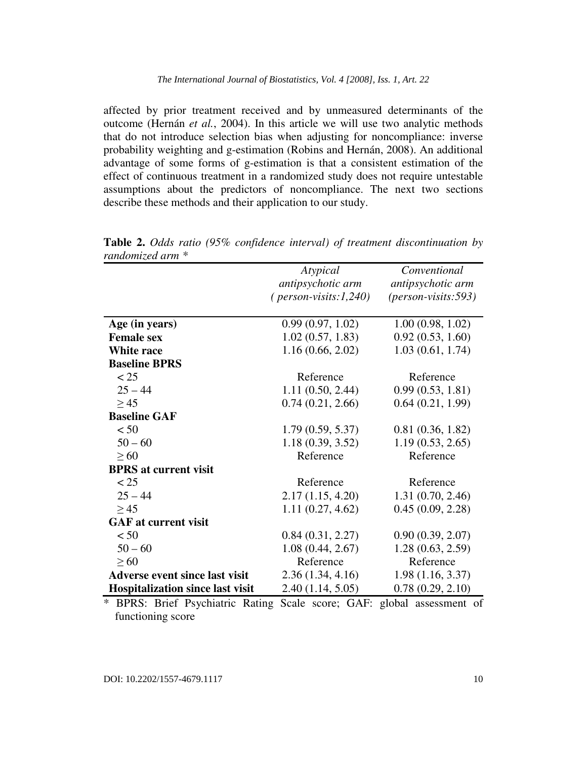affected by prior treatment received and by unmeasured determinants of the outcome (Hernán *et al.*, 2004). In this article we will use two analytic methods that do not introduce selection bias when adjusting for noncompliance: inverse probability weighting and g-estimation (Robins and Hernán, 2008). An additional advantage of some forms of g-estimation is that a consistent estimation of the effect of continuous treatment in a randomized study does not require untestable assumptions about the predictors of noncompliance. The next two sections describe these methods and their application to our study.

**Table 2.** *Odds ratio (95% confidence interval) of treatment discontinuation by randomized arm* *

| | *Atypical antipsychotic arm (person-visits:1,240)* | *Conventional antipsychotic arm (person-visits:593)* |
|---|---|---|
| **Age (in years)** | 0.99 (0.97, 1.02) | 1.00 (0.98, 1.02) |
| **Female sex** | 1.02 (0.57, 1.83) | 0.92 (0.53, 1.60) |
| **White race** | 1.16 (0.66, 2.02) | 1.03 (0.61, 1.74) |
| **Baseline BPRS** | | |
| < 25 | Reference | Reference |
| 25 – 44 | 1.11 (0.50, 2.44) | 0.99 (0.53, 1.81) |
| ≥ 45 | 0.74 (0.21, 2.66) | 0.64 (0.21, 1.99) |
| **Baseline GAF** | | |
| < 50 | 1.79 (0.59, 5.37) | 0.81 (0.36, 1.82) |
| 50 – 60 | 1.18 (0.39, 3.52) | 1.19 (0.53, 2.65) |
| ≥ 60 | Reference | Reference |
| **BPRS at current visit** | | |
| < 25 | Reference | Reference |
| 25 – 44 | 2.17 (1.15, 4.20) | 1.31 (0.70, 2.46) |
| ≥ 45 | 1.11 (0.27, 4.62) | 0.45 (0.09, 2.28) |
| **GAF at current visit** | | |
| < 50 | 0.84 (0.31, 2.27) | 0.90 (0.39, 2.07) |
| 50 – 60 | 1.08 (0.44, 2.67) | 1.28 (0.63, 2.59) |
| ≥ 60 | Reference | Reference |
| **Adverse event since last visit** | 2.36 (1.34, 4.16) | 1.98 (1.16, 3.37) |
| **Hospitalization since last visit** | 2.40 (1.14, 5.05) | 0.78 (0.29, 2.10) |

\* BPRS: Brief Psychiatric Rating Scale score; GAF: global assessment of functioning score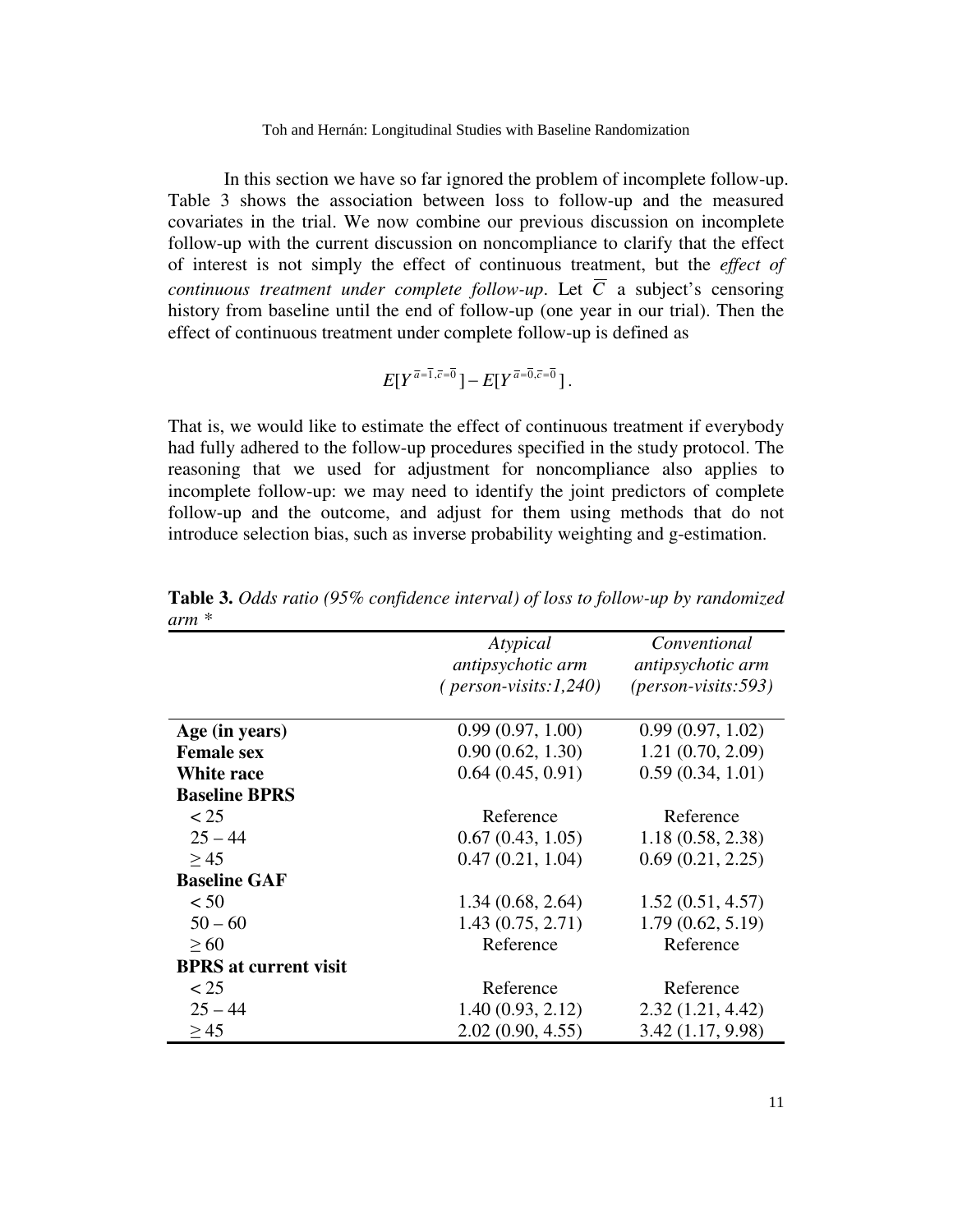In this section we have so far ignored the problem of incomplete follow-up. Table 3 shows the association between loss to follow-up and the measured covariates in the trial. We now combine our previous discussion on incomplete follow-up with the current discussion on noncompliance to clarify that the effect of interest is not simply the effect of continuous treatment, but the *effect of continuous treatment under complete follow-up*. Let $\overline{C}$ a subject's censoring history from baseline until the end of follow-up (one year in our trial). Then the effect of continuous treatment under complete follow-up is defined as

$$E[Y^{\overline{a}=\overline{1},\overline{c}=\overline{0}}]-E[Y^{\overline{a}=\overline{0},\overline{c}=\overline{0}}].$$

That is, we would like to estimate the effect of continuous treatment if everybody had fully adhered to the follow-up procedures specified in the study protocol. The reasoning that we used for adjustment for noncompliance also applies to incomplete follow-up: we may need to identify the joint predictors of complete follow-up and the outcome, and adjust for them using methods that do not introduce selection bias, such as inverse probability weighting and g-estimation.

**Table 3.** *Odds ratio (95% confidence interval) of loss to follow-up by randomized arm \**

| | *Atypical antipsychotic arm (person-visits:1,240)* | *Conventional antipsychotic arm (person-visits:593)* |
|---|---|---|
| **Age (in years)** | 0.99 (0.97, 1.00) | 0.99 (0.97, 1.02) |
| **Female sex** | 0.90 (0.62, 1.30) | 1.21 (0.70, 2.09) |
| **White race** | 0.64 (0.45, 0.91) | 0.59 (0.34, 1.01) |
| **Baseline BPRS** | | |
| < 25 | Reference | Reference |
| 25 – 44 | 0.67 (0.43, 1.05) | 1.18 (0.58, 2.38) |
| ≥ 45 | 0.47 (0.21, 1.04) | 0.69 (0.21, 2.25) |
| **Baseline GAF** | | |
| < 50 | 1.34 (0.68, 2.64) | 1.52 (0.51, 4.57) |
| 50 – 60 | 1.43 (0.75, 2.71) | 1.79 (0.62, 5.19) |
| ≥ 60 | Reference | Reference |
| **BPRS at current visit** | | |
| < 25 | Reference | Reference |
| 25 – 44 | 1.40 (0.93, 2.12) | 2.32 (1.21, 4.42) |
| ≥ 45 | 2.02 (0.90, 4.55) | 3.42 (1.17, 9.98) |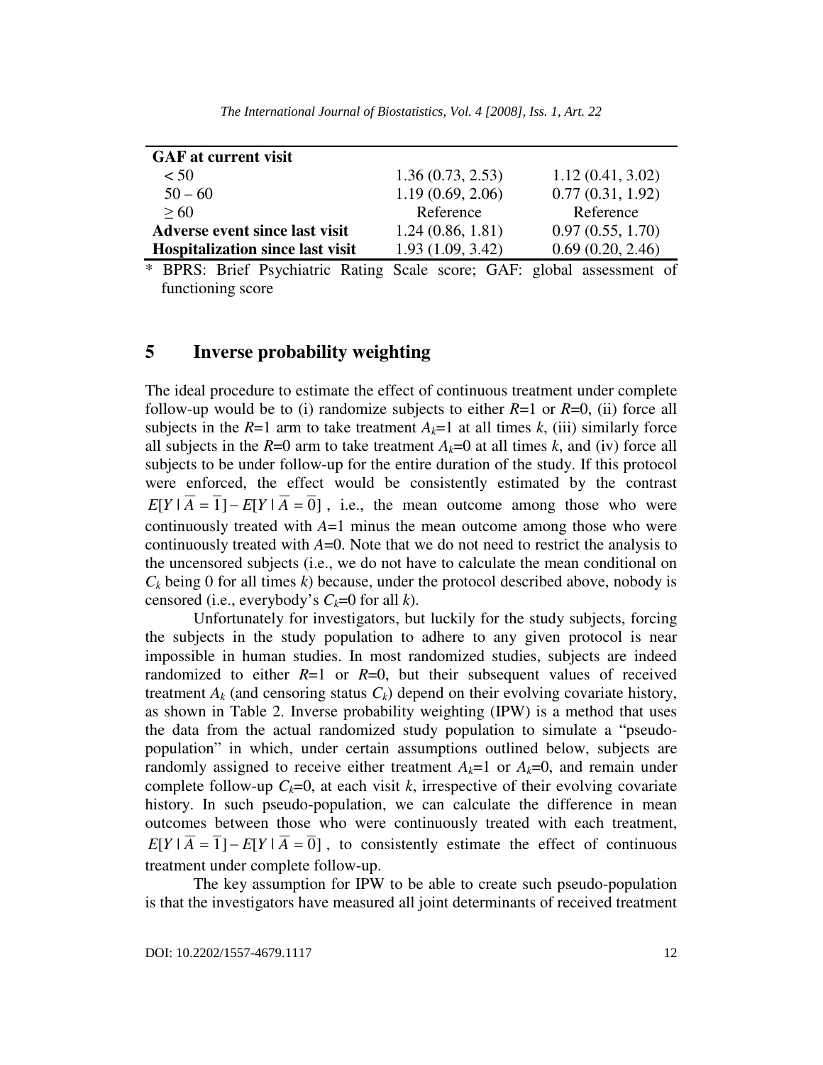| | | |
|---|---|---|
| **GAF at current visit** | | |
| < 50 | 1.36 (0.73, 2.53) | 1.12 (0.41, 3.02) |
| 50 – 60 | 1.19 (0.69, 2.06) | 0.77 (0.31, 1.92) |
| ≥ 60 | Reference | Reference |
| **Adverse event since last visit** | 1.24 (0.86, 1.81) | 0.97 (0.55, 1.70) |
| **Hospitalization since last visit** | 1.93 (1.09, 3.42) | 0.69 (0.20, 2.46) |

\* BPRS: Brief Psychiatric Rating Scale score; GAF: global assessment of functioning score

## 5 Inverse probability weighting

The ideal procedure to estimate the effect of continuous treatment under complete follow-up would be to (i) randomize subjects to either $R$=1 or $R$=0, (ii) force all subjects in the $R$=1 arm to take treatment $A_k$=1 at all times $k$, (iii) similarly force all subjects in the $R$=0 arm to take treatment $A_k$=0 at all times $k$, and (iv) force all subjects to be under follow-up for the entire duration of the study. If this protocol were enforced, the effect would be consistently estimated by the contrast $E[Y \mid \overline{A} = \overline{1}] - E[Y \mid \overline{A} = \overline{0}]$, i.e., the mean outcome among those who were continuously treated with $A$=1 minus the mean outcome among those who were continuously treated with $A$=0. Note that we do not need to restrict the analysis to the uncensored subjects (i.e., we do not have to calculate the mean conditional on $C_k$ being 0 for all times $k$) because, under the protocol described above, nobody is censored (i.e., everybody's $C_k$=0 for all $k$).

Unfortunately for investigators, but luckily for the study subjects, forcing the subjects in the study population to adhere to any given protocol is near impossible in human studies. In most randomized studies, subjects are indeed randomized to either $R$=1 or $R$=0, but their subsequent values of received treatment $A_k$ (and censoring status $C_k$) depend on their evolving covariate history, as shown in Table 2. Inverse probability weighting (IPW) is a method that uses the data from the actual randomized study population to simulate a "pseudo-population" in which, under certain assumptions outlined below, subjects are randomly assigned to receive either treatment $A_k$=1 or $A_k$=0, and remain under complete follow-up $C_k$=0, at each visit $k$, irrespective of their evolving covariate history. In such pseudo-population, we can calculate the difference in mean outcomes between those who were continuously treated with each treatment, $E[Y \mid \overline{A} = \overline{1}] - E[Y \mid \overline{A} = \overline{0}]$, to consistently estimate the effect of continuous treatment under complete follow-up.

The key assumption for IPW to be able to create such pseudo-population is that the investigators have measured all joint determinants of received treatment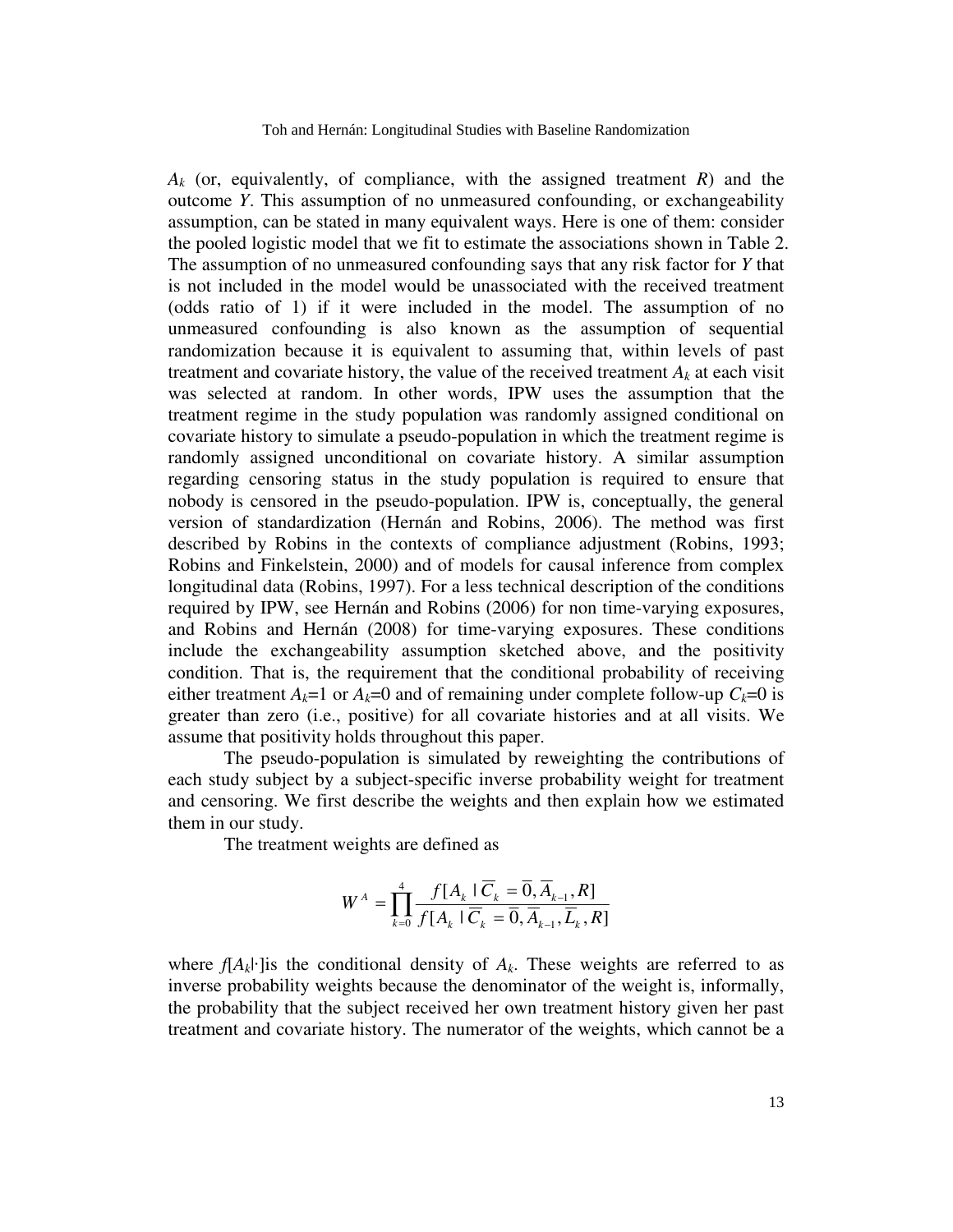$A_k$ (or, equivalently, of compliance, with the assigned treatment $R$) and the outcome $Y$. This assumption of no unmeasured confounding, or exchangeability assumption, can be stated in many equivalent ways. Here is one of them: consider the pooled logistic model that we fit to estimate the associations shown in Table 2. The assumption of no unmeasured confounding says that any risk factor for $Y$ that is not included in the model would be unassociated with the received treatment (odds ratio of 1) if it were included in the model. The assumption of no unmeasured confounding is also known as the assumption of sequential randomization because it is equivalent to assuming that, within levels of past treatment and covariate history, the value of the received treatment $A_k$ at each visit was selected at random. In other words, IPW uses the assumption that the treatment regime in the study population was randomly assigned conditional on covariate history to simulate a pseudo-population in which the treatment regime is randomly assigned unconditional on covariate history. A similar assumption regarding censoring status in the study population is required to ensure that nobody is censored in the pseudo-population. IPW is, conceptually, the general version of standardization (Hernán and Robins, 2006). The method was first described by Robins in the contexts of compliance adjustment (Robins, 1993; Robins and Finkelstein, 2000) and of models for causal inference from complex longitudinal data (Robins, 1997). For a less technical description of the conditions required by IPW, see Hernán and Robins (2006) for non time-varying exposures, and Robins and Hernán (2008) for time-varying exposures. These conditions include the exchangeability assumption sketched above, and the positivity condition. That is, the requirement that the conditional probability of receiving either treatment $A_k$=1 or $A_k$=0 and of remaining under complete follow-up $C_k$=0 is greater than zero (i.e., positive) for all covariate histories and at all visits. We assume that positivity holds throughout this paper.

The pseudo-population is simulated by reweighting the contributions of each study subject by a subject-specific inverse probability weight for treatment and censoring. We first describe the weights and then explain how we estimated them in our study.

The treatment weights are defined as

$$W^{A} = \prod_{k=0}^{4} \frac{f[A_k \mid \overline{C}_k = \overline{0}, \overline{A}_{k-1}, R]}{f[A_k \mid \overline{C}_k = \overline{0}, \overline{A}_{k-1}, \overline{L}_k, R]}$$

where $f[A_k|\cdot]$is the conditional density of $A_k$. These weights are referred to as inverse probability weights because the denominator of the weight is, informally, the probability that the subject received her own treatment history given her past treatment and covariate history. The numerator of the weights, which cannot be a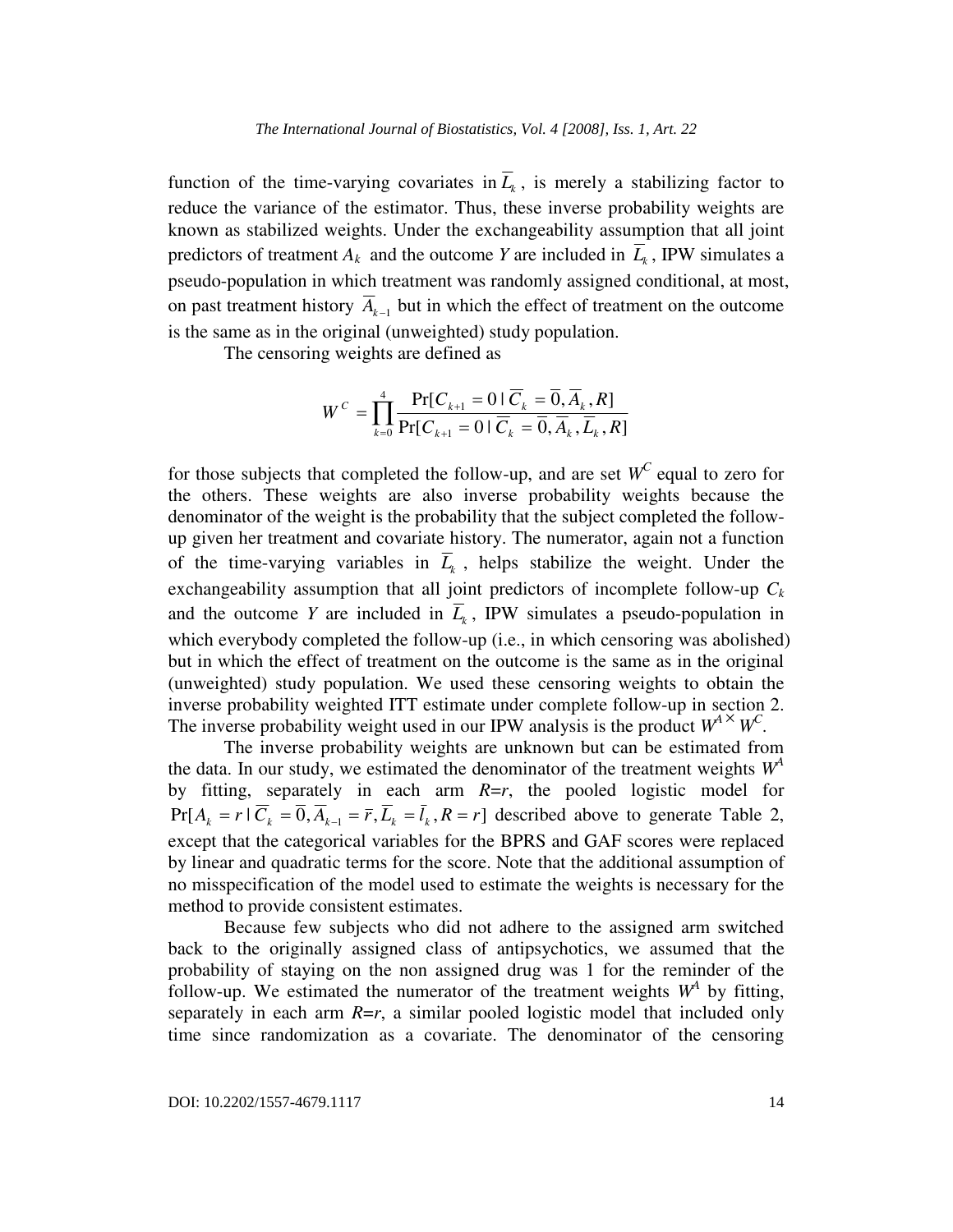function of the time-varying covariates in $\overline{L}_k$, is merely a stabilizing factor to reduce the variance of the estimator. Thus, these inverse probability weights are known as stabilized weights. Under the exchangeability assumption that all joint predictors of treatment $A_k$ and the outcome $Y$ are included in $\overline{L}_k$, IPW simulates a pseudo-population in which treatment was randomly assigned conditional, at most, on past treatment history $\overline{A}_{k-1}$ but in which the effect of treatment on the outcome is the same as in the original (unweighted) study population.

The censoring weights are defined as

$$W^C = \prod_{k=0}^{4} \frac{\Pr[C_{k+1} = 0 \mid \overline{C}_k = \overline{0}, \overline{A}_k, R]}{\Pr[C_{k+1} = 0 \mid \overline{C}_k = \overline{0}, \overline{A}_k, \overline{L}_k, R]}$$

for those subjects that completed the follow-up, and are set $W^C$ equal to zero for the others. These weights are also inverse probability weights because the denominator of the weight is the probability that the subject completed the follow-up given her treatment and covariate history. The numerator, again not a function of the time-varying variables in $\overline{L}_k$, helps stabilize the weight. Under the exchangeability assumption that all joint predictors of incomplete follow-up $C_k$ and the outcome $Y$ are included in $\overline{L}_k$, IPW simulates a pseudo-population in which everybody completed the follow-up (i.e., in which censoring was abolished) but in which the effect of treatment on the outcome is the same as in the original (unweighted) study population. We used these censoring weights to obtain the inverse probability weighted ITT estimate under complete follow-up in section 2. The inverse probability weight used in our IPW analysis is the product $W^A \times W^C$.

The inverse probability weights are unknown but can be estimated from the data. In our study, we estimated the denominator of the treatment weights $W^A$ by fitting, separately in each arm $R$=$r$, the pooled logistic model for $\Pr[A_k = r \mid \overline{C}_k = \overline{0}, \overline{A}_{k-1} = \overline{r}, \overline{L}_k = \overline{l}_k, R = r]$ described above to generate Table 2, except that the categorical variables for the BPRS and GAF scores were replaced by linear and quadratic terms for the score. Note that the additional assumption of no misspecification of the model used to estimate the weights is necessary for the method to provide consistent estimates.

Because few subjects who did not adhere to the assigned arm switched back to the originally assigned class of antipsychotics, we assumed that the probability of staying on the non assigned drug was 1 for the reminder of the follow-up. We estimated the numerator of the treatment weights $W^A$ by fitting, separately in each arm $R$=$r$, a similar pooled logistic model that included only time since randomization as a covariate. The denominator of the censoring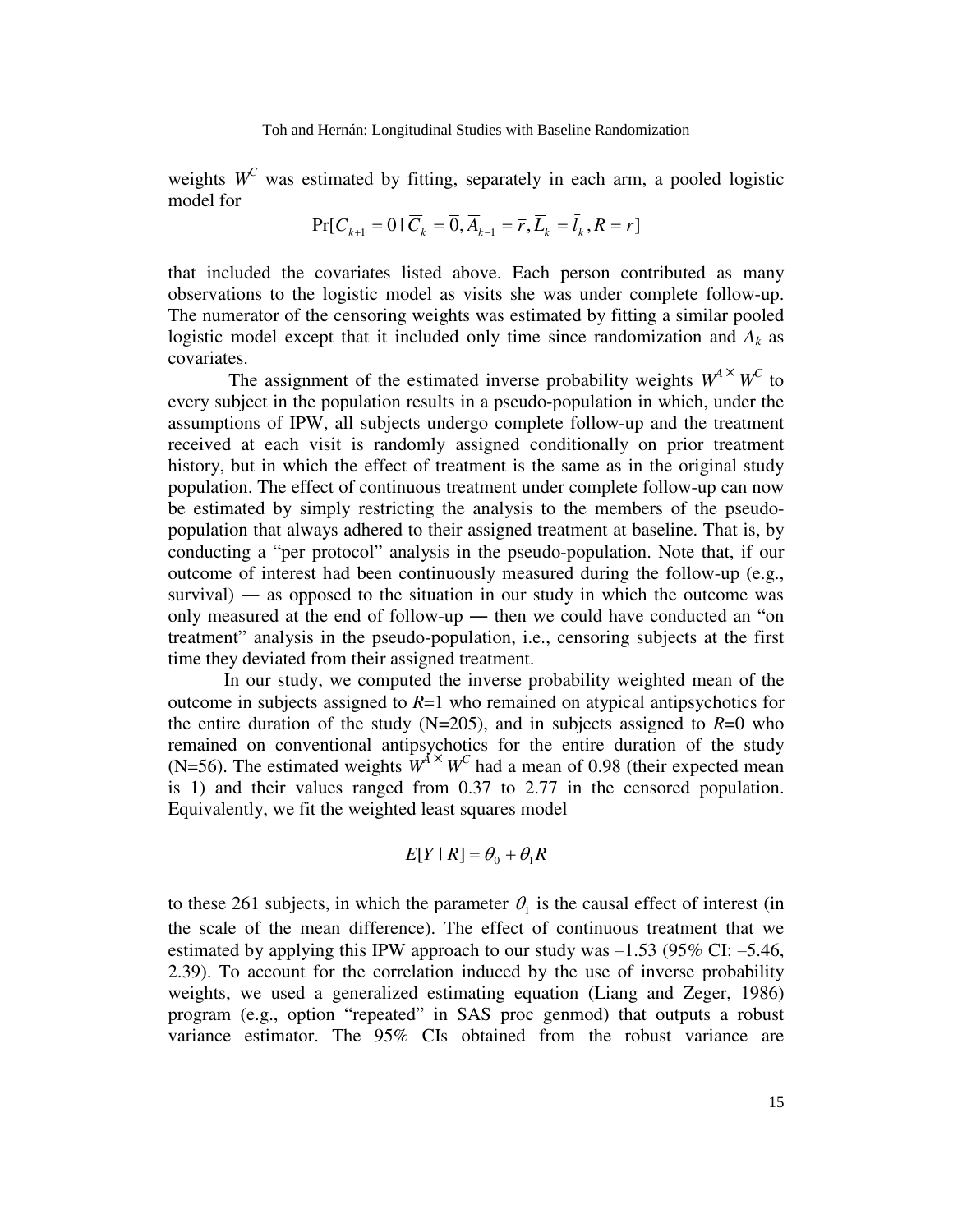weights $W^C$ was estimated by fitting, separately in each arm, a pooled logistic model for

$$\Pr[C_{k+1} = 0 \mid \overline{C}_k = \overline{0}, \overline{A}_{k-1} = \overline{r}, \overline{L}_k = \overline{l}_k, R = r]$$

that included the covariates listed above. Each person contributed as many observations to the logistic model as visits she was under complete follow-up. The numerator of the censoring weights was estimated by fitting a similar pooled logistic model except that it included only time since randomization and $A_k$ as covariates.

The assignment of the estimated inverse probability weights $W^A \times W^C$ to every subject in the population results in a pseudo-population in which, under the assumptions of IPW, all subjects undergo complete follow-up and the treatment received at each visit is randomly assigned conditionally on prior treatment history, but in which the effect of treatment is the same as in the original study population. The effect of continuous treatment under complete follow-up can now be estimated by simply restricting the analysis to the members of the pseudo-population that always adhered to their assigned treatment at baseline. That is, by conducting a "per protocol" analysis in the pseudo-population. Note that, if our outcome of interest had been continuously measured during the follow-up (e.g., survival) — as opposed to the situation in our study in which the outcome was only measured at the end of follow-up — then we could have conducted an "on treatment" analysis in the pseudo-population, i.e., censoring subjects at the first time they deviated from their assigned treatment.

In our study, we computed the inverse probability weighted mean of the outcome in subjects assigned to $R$=1 who remained on atypical antipsychotics for the entire duration of the study (N=205), and in subjects assigned to $R$=0 who remained on conventional antipsychotics for the entire duration of the study (N=56). The estimated weights $W^A \times W^C$ had a mean of 0.98 (their expected mean is 1) and their values ranged from 0.37 to 2.77 in the censored population. Equivalently, we fit the weighted least squares model

$$E[Y \mid R] = \theta_0 + \theta_1 R$$

to these 261 subjects, in which the parameter $\theta_1$ is the causal effect of interest (in the scale of the mean difference). The effect of continuous treatment that we estimated by applying this IPW approach to our study was –1.53 (95% CI: –5.46, 2.39). To account for the correlation induced by the use of inverse probability weights, we used a generalized estimating equation (Liang and Zeger, 1986) program (e.g., option "repeated" in SAS proc genmod) that outputs a robust variance estimator. The 95% CIs obtained from the robust variance are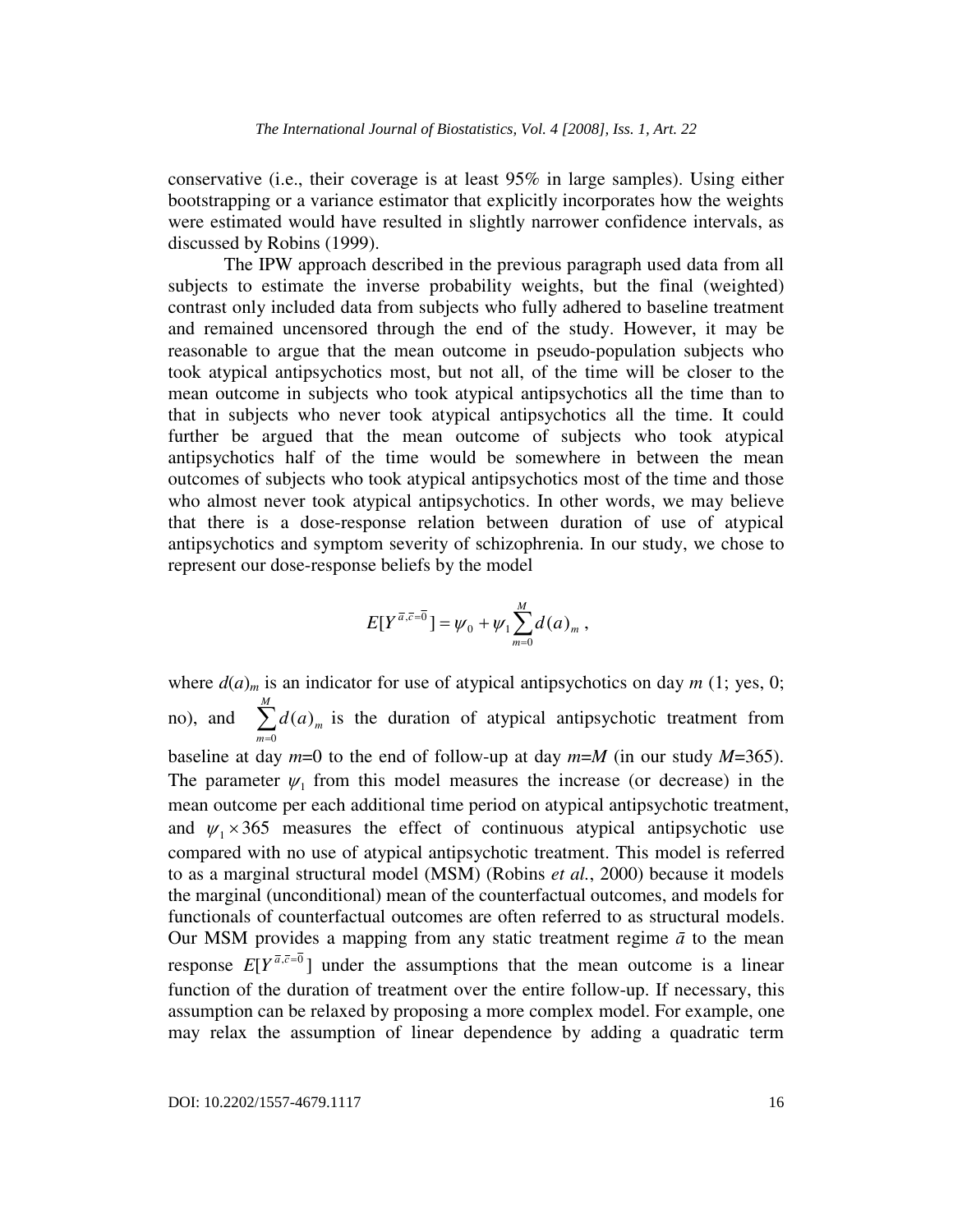conservative (i.e., their coverage is at least 95% in large samples). Using either bootstrapping or a variance estimator that explicitly incorporates how the weights were estimated would have resulted in slightly narrower confidence intervals, as discussed by Robins (1999).

The IPW approach described in the previous paragraph used data from all subjects to estimate the inverse probability weights, but the final (weighted) contrast only included data from subjects who fully adhered to baseline treatment and remained uncensored through the end of the study. However, it may be reasonable to argue that the mean outcome in pseudo-population subjects who took atypical antipsychotics most, but not all, of the time will be closer to the mean outcome in subjects who took atypical antipsychotics all the time than to that in subjects who never took atypical antipsychotics all the time. It could further be argued that the mean outcome of subjects who took atypical antipsychotics half of the time would be somewhere in between the mean outcomes of subjects who took atypical antipsychotics most of the time and those who almost never took atypical antipsychotics. In other words, we may believe that there is a dose-response relation between duration of use of atypical antipsychotics and symptom severity of schizophrenia. In our study, we chose to represent our dose-response beliefs by the model

$$E[Y^{\bar{a},\bar{c}=\bar{0}}] = \psi_0 + \psi_1 \sum_{m=0}^{M} d(a)_m ,$$

where $d(a)_m$ is an indicator for use of atypical antipsychotics on day $m$ (1; yes, 0; no), and $\sum_{m=0}^{M} d(a)_m$ is the duration of atypical antipsychotic treatment from baseline at day $m$=0 to the end of follow-up at day $m$=$M$ (in our study $M$=365). The parameter $\psi_1$ from this model measures the increase (or decrease) in the mean outcome per each additional time period on atypical antipsychotic treatment, and $\psi_1 \times 365$ measures the effect of continuous atypical antipsychotic use compared with no use of atypical antipsychotic treatment. This model is referred to as a marginal structural model (MSM) (Robins *et al.*, 2000) because it models the marginal (unconditional) mean of the counterfactual outcomes, and models for functionals of counterfactual outcomes are often referred to as structural models. Our MSM provides a mapping from any static treatment regime $\bar{a}$ to the mean response $E[Y^{\bar{a},\bar{c}=\bar{0}}]$ under the assumptions that the mean outcome is a linear function of the duration of treatment over the entire follow-up. If necessary, this assumption can be relaxed by proposing a more complex model. For example, one may relax the assumption of linear dependence by adding a quadratic term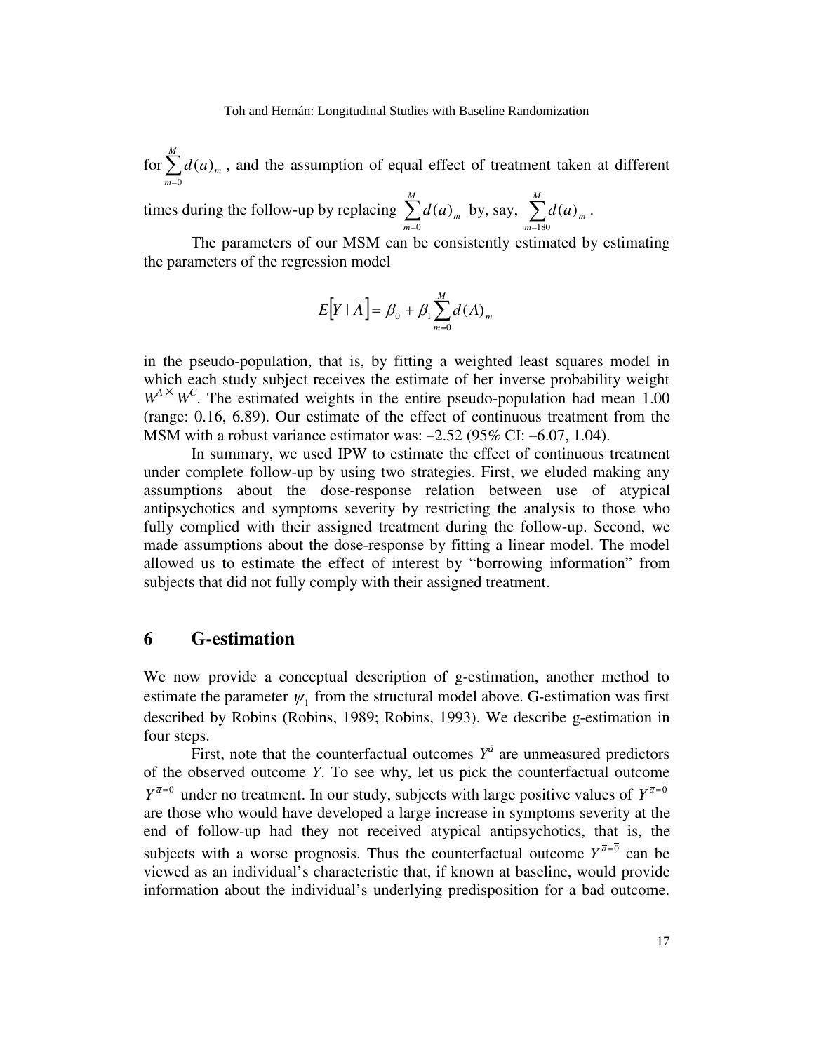for $\sum_{m=0}^{M} d(a)_m$, and the assumption of equal effect of treatment taken at different times during the follow-up by replacing $\sum_{m=0}^{M} d(a)_m$ by, say, $\sum_{m=180}^{M} d(a)_m$.

The parameters of our MSM can be consistently estimated by estimating the parameters of the regression model

$$E\left[Y \mid \overline{A}\right] = \beta_0 + \beta_1 \sum_{m=0}^{M} d(A)_m$$

in the pseudo-population, that is, by fitting a weighted least squares model in which each study subject receives the estimate of her inverse probability weight $W^A \times W^C$. The estimated weights in the entire pseudo-population had mean 1.00 (range: 0.16, 6.89). Our estimate of the effect of continuous treatment from the MSM with a robust variance estimator was: –2.52 (95% CI: –6.07, 1.04).

In summary, we used IPW to estimate the effect of continuous treatment under complete follow-up by using two strategies. First, we eluded making any assumptions about the dose-response relation between use of atypical antipsychotics and symptoms severity by restricting the analysis to those who fully complied with their assigned treatment during the follow-up. Second, we made assumptions about the dose-response by fitting a linear model. The model allowed us to estimate the effect of interest by "borrowing information" from subjects that did not fully comply with their assigned treatment.

## 6 G-estimation

We now provide a conceptual description of g-estimation, another method to estimate the parameter $\psi_1$ from the structural model above. G-estimation was first described by Robins (Robins, 1989; Robins, 1993). We describe g-estimation in four steps.

First, note that the counterfactual outcomes $Y^{\bar{a}}$ are unmeasured predictors of the observed outcome $Y$. To see why, let us pick the counterfactual outcome $Y^{\bar{a}=\bar{0}}$ under no treatment. In our study, subjects with large positive values of $Y^{\bar{a}=\bar{0}}$ are those who would have developed a large increase in symptoms severity at the end of follow-up had they not received atypical antipsychotics, that is, the subjects with a worse prognosis. Thus the counterfactual outcome $Y^{\bar{a}=\bar{0}}$ can be viewed as an individual's characteristic that, if known at baseline, would provide information about the individual's underlying predisposition for a bad outcome.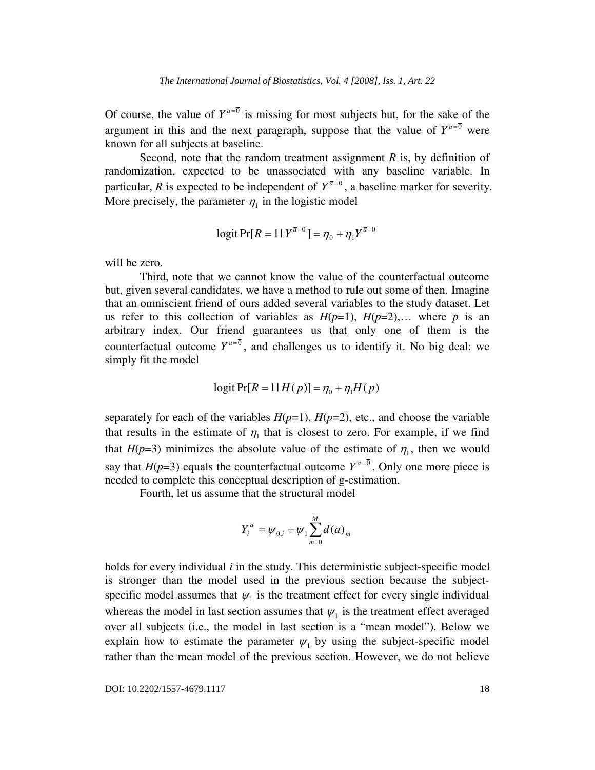Of course, the value of $Y^{\bar{a}=\bar{0}}$ is missing for most subjects but, for the sake of the argument in this and the next paragraph, suppose that the value of $Y^{\bar{a}=\bar{0}}$ were known for all subjects at baseline.

Second, note that the random treatment assignment $R$ is, by definition of randomization, expected to be unassociated with any baseline variable. In particular, $R$ is expected to be independent of $Y^{\bar{a}=\bar{0}}$, a baseline marker for severity. More precisely, the parameter $\eta_1$ in the logistic model

$$\text{logit}\,\Pr[R=1\,|\,Y^{\bar{a}=\bar{0}}]=\eta_0+\eta_1 Y^{\bar{a}=\bar{0}}$$

will be zero.

Third, note that we cannot know the value of the counterfactual outcome but, given several candidates, we have a method to rule out some of then. Imagine that an omniscient friend of ours added several variables to the study dataset. Let us refer to this collection of variables as $H(p=1)$, $H(p=2)$,… where $p$ is an arbitrary index. Our friend guarantees us that only one of them is the counterfactual outcome $Y^{\bar{a}=\bar{0}}$, and challenges us to identify it. No big deal: we simply fit the model

$$\text{logit}\,\Pr[R=1\,|\,H(p)]=\eta_0+\eta_1 H(p)$$

separately for each of the variables $H(p=1)$, $H(p=2)$, etc., and choose the variable that results in the estimate of $\eta_1$ that is closest to zero. For example, if we find that $H(p=3)$ minimizes the absolute value of the estimate of $\eta_1$, then we would say that $H(p=3)$ equals the counterfactual outcome $Y^{\bar{a}=\bar{0}}$. Only one more piece is needed to complete this conceptual description of g-estimation.

Fourth, let us assume that the structural model

$$Y_i^{\bar{a}}=\psi_{0,i}+\psi_1\sum_{m=0}^{M}d(a)_m$$

holds for every individual $i$ in the study. This deterministic subject-specific model is stronger than the model used in the previous section because the subject-specific model assumes that $\psi_1$ is the treatment effect for every single individual whereas the model in last section assumes that $\psi_1$ is the treatment effect averaged over all subjects (i.e., the model in last section is a "mean model"). Below we explain how to estimate the parameter $\psi_1$ by using the subject-specific model rather than the mean model of the previous section. However, we do not believe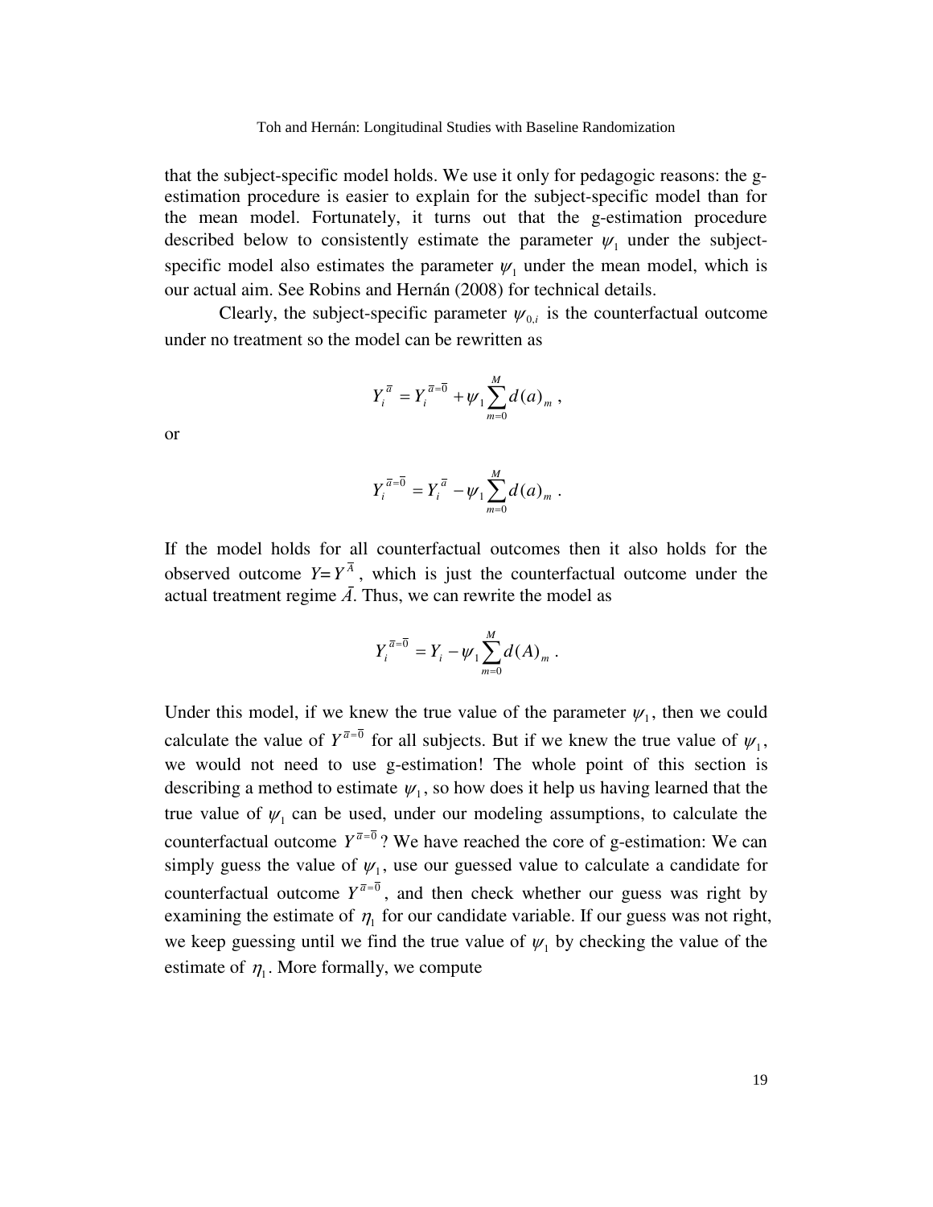that the subject-specific model holds. We use it only for pedagogic reasons: the g-estimation procedure is easier to explain for the subject-specific model than for the mean model. Fortunately, it turns out that the g-estimation procedure described below to consistently estimate the parameter $\psi_1$ under the subject-specific model also estimates the parameter $\psi_1$ under the mean model, which is our actual aim. See Robins and Hernán (2008) for technical details.

Clearly, the subject-specific parameter $\psi_{0,i}$ is the counterfactual outcome under no treatment so the model can be rewritten as

$$Y_i^{\bar{a}} = Y_i^{\bar{a}=\bar{0}} + \psi_1 \sum_{m=0}^{M} d(a)_m \ ,$$

or

$$Y_i^{\bar{a}=\bar{0}} = Y_i^{\bar{a}} - \psi_1 \sum_{m=0}^{M} d(a)_m \ .$$

If the model holds for all counterfactual outcomes then it also holds for the observed outcome $Y = Y^{\bar{A}}$, which is just the counterfactual outcome under the actual treatment regime $\bar{A}$. Thus, we can rewrite the model as

$$Y_i^{\bar{a}=\bar{0}} = Y_i - \psi_1 \sum_{m=0}^{M} d(A)_m \ .$$

Under this model, if we knew the true value of the parameter $\psi_1$, then we could calculate the value of $Y^{\bar{a}=\bar{0}}$ for all subjects. But if we knew the true value of $\psi_1$, we would not need to use g-estimation! The whole point of this section is describing a method to estimate $\psi_1$, so how does it help us having learned that the true value of $\psi_1$ can be used, under our modeling assumptions, to calculate the counterfactual outcome $Y^{\bar{a}=\bar{0}}$? We have reached the core of g-estimation: We can simply guess the value of $\psi_1$, use our guessed value to calculate a candidate for counterfactual outcome $Y^{\bar{a}=\bar{0}}$, and then check whether our guess was right by examining the estimate of $\eta_1$ for our candidate variable. If our guess was not right, we keep guessing until we find the true value of $\psi_1$ by checking the value of the estimate of $\eta_1$. More formally, we compute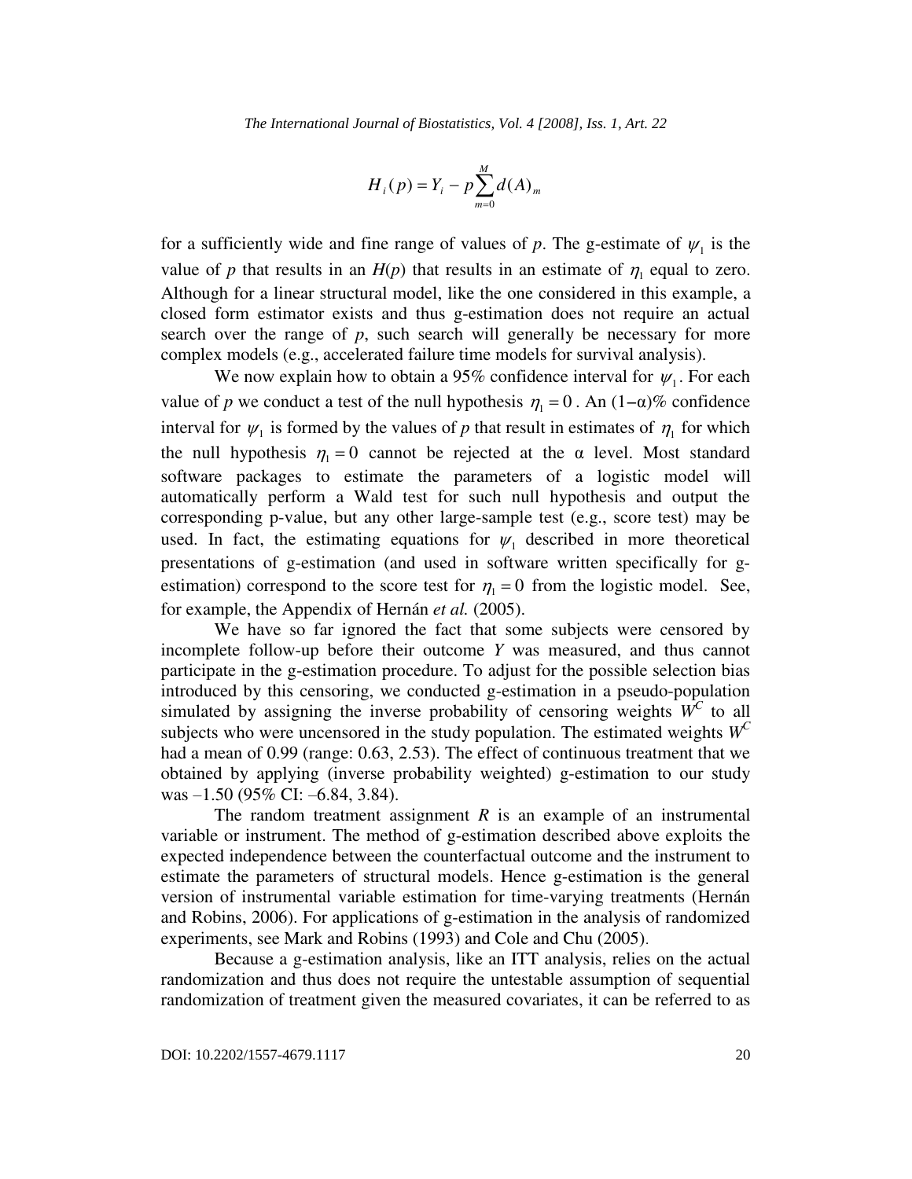$$H_i(p) = Y_i - p\sum_{m=0}^{M} d(A)_m$$

for a sufficiently wide and fine range of values of $p$. The g-estimate of $\psi_1$ is the value of $p$ that results in an $H(p)$ that results in an estimate of $\eta_1$ equal to zero. Although for a linear structural model, like the one considered in this example, a closed form estimator exists and thus g-estimation does not require an actual search over the range of $p$, such search will generally be necessary for more complex models (e.g., accelerated failure time models for survival analysis).

We now explain how to obtain a 95% confidence interval for $\psi_1$. For each value of $p$ we conduct a test of the null hypothesis $\eta_1 = 0$. An $(1-\alpha)$% confidence interval for $\psi_1$ is formed by the values of $p$ that result in estimates of $\eta_1$ for which the null hypothesis $\eta_1 = 0$ cannot be rejected at the $\alpha$ level. Most standard software packages to estimate the parameters of a logistic model will automatically perform a Wald test for such null hypothesis and output the corresponding p-value, but any other large-sample test (e.g., score test) may be used. In fact, the estimating equations for $\psi_1$ described in more theoretical presentations of g-estimation (and used in software written specifically for g-estimation) correspond to the score test for $\eta_1 = 0$ from the logistic model. See, for example, the Appendix of Hernán *et al.* (2005).

We have so far ignored the fact that some subjects were censored by incomplete follow-up before their outcome $Y$ was measured, and thus cannot participate in the g-estimation procedure. To adjust for the possible selection bias introduced by this censoring, we conducted g-estimation in a pseudo-population simulated by assigning the inverse probability of censoring weights $W^C$ to all subjects who were uncensored in the study population. The estimated weights $W^C$ had a mean of 0.99 (range: 0.63, 2.53). The effect of continuous treatment that we obtained by applying (inverse probability weighted) g-estimation to our study was –1.50 (95% CI: –6.84, 3.84).

The random treatment assignment $R$ is an example of an instrumental variable or instrument. The method of g-estimation described above exploits the expected independence between the counterfactual outcome and the instrument to estimate the parameters of structural models. Hence g-estimation is the general version of instrumental variable estimation for time-varying treatments (Hernán and Robins, 2006). For applications of g-estimation in the analysis of randomized experiments, see Mark and Robins (1993) and Cole and Chu (2005).

Because a g-estimation analysis, like an ITT analysis, relies on the actual randomization and thus does not require the untestable assumption of sequential randomization of treatment given the measured covariates, it can be referred to as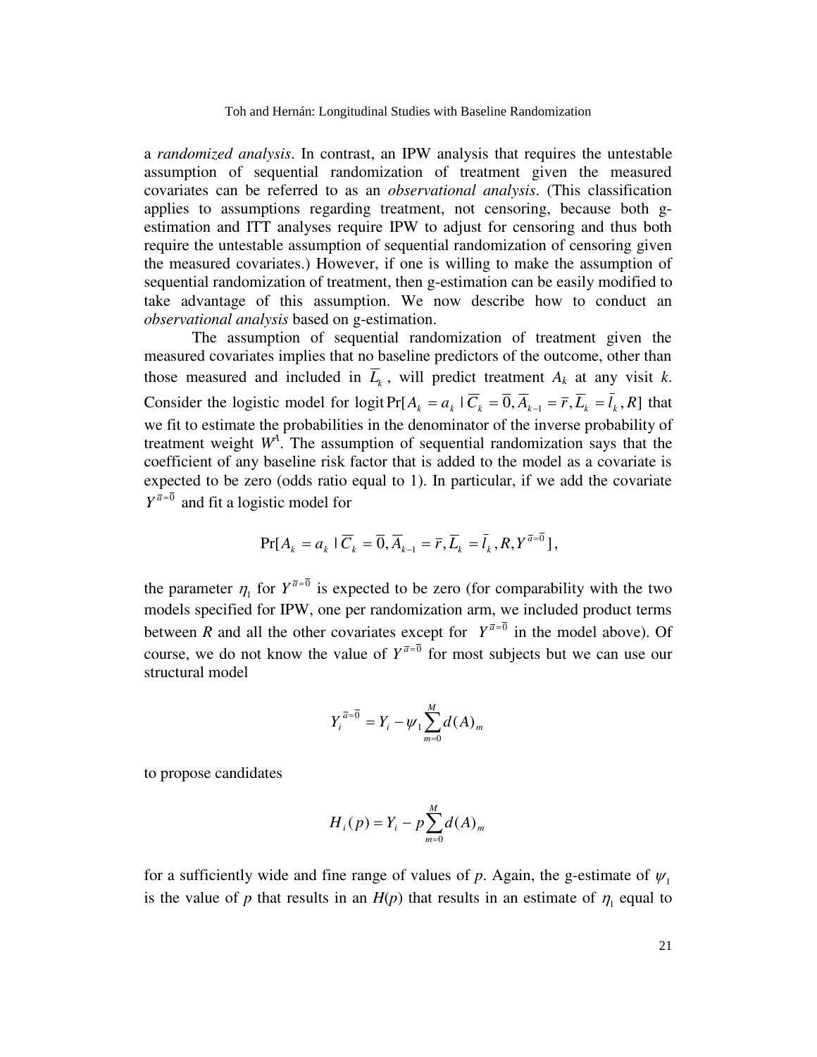a *randomized analysis*. In contrast, an IPW analysis that requires the untestable assumption of sequential randomization of treatment given the measured covariates can be referred to as an *observational analysis*. (This classification applies to assumptions regarding treatment, not censoring, because both g-estimation and ITT analyses require IPW to adjust for censoring and thus both require the untestable assumption of sequential randomization of censoring given the measured covariates.) However, if one is willing to make the assumption of sequential randomization of treatment, then g-estimation can be easily modified to take advantage of this assumption. We now describe how to conduct an *observational analysis* based on g-estimation.

The assumption of sequential randomization of treatment given the measured covariates implies that no baseline predictors of the outcome, other than those measured and included in $\overline{L}_k$, will predict treatment $A_k$ at any visit $k$. Consider the logistic model for $\text{logit}\Pr[A_k = a_k \mid \overline{C}_k = \overline{0}, \overline{A}_{k-1} = \overline{r}, \overline{L}_k = \overline{l}_k, R]$ that we fit to estimate the probabilities in the denominator of the inverse probability of treatment weight $W^A$. The assumption of sequential randomization says that the coefficient of any baseline risk factor that is added to the model as a covariate is expected to be zero (odds ratio equal to 1). In particular, if we add the covariate $Y^{\overline{a}=\overline{0}}$ and fit a logistic model for

$$\Pr[A_k = a_k \mid \overline{C}_k = \overline{0}, \overline{A}_{k-1} = \overline{r}, \overline{L}_k = \overline{l}_k, R, Y^{\overline{a}=\overline{0}}],$$

the parameter $\eta_1$ for $Y^{\overline{a}=\overline{0}}$ is expected to be zero (for comparability with the two models specified for IPW, one per randomization arm, we included product terms between $R$ and all the other covariates except for $Y^{\overline{a}=\overline{0}}$ in the model above). Of course, we do not know the value of $Y^{\overline{a}=\overline{0}}$ for most subjects but we can use our structural model

$$Y_i^{\overline{a}=\overline{0}} = Y_i - \psi_1 \sum_{m=0}^{M} d(A)_m$$

to propose candidates

$$H_i(p) = Y_i - p \sum_{m=0}^{M} d(A)_m$$

for a sufficiently wide and fine range of values of $p$. Again, the g-estimate of $\psi_1$ is the value of $p$ that results in an $H(p)$ that results in an estimate of $\eta_1$ equal to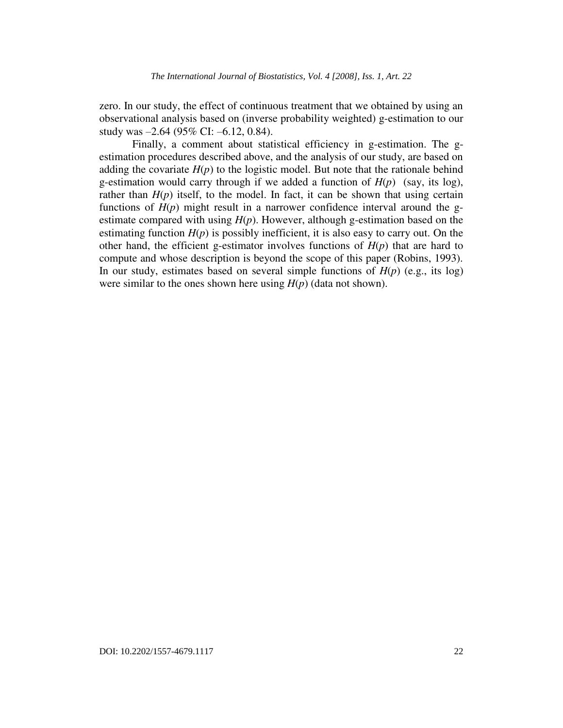zero. In our study, the effect of continuous treatment that we obtained by using an observational analysis based on (inverse probability weighted) g-estimation to our study was –2.64 (95% CI: –6.12, 0.84).

Finally, a comment about statistical efficiency in g-estimation. The g-estimation procedures described above, and the analysis of our study, are based on adding the covariate $H(p)$ to the logistic model. But note that the rationale behind g-estimation would carry through if we added a function of $H(p)$ (say, its log), rather than $H(p)$ itself, to the model. In fact, it can be shown that using certain functions of $H(p)$ might result in a narrower confidence interval around the g-estimate compared with using $H(p)$. However, although g-estimation based on the estimating function $H(p)$ is possibly inefficient, it is also easy to carry out. On the other hand, the efficient g-estimator involves functions of $H(p)$ that are hard to compute and whose description is beyond the scope of this paper (Robins, 1993). In our study, estimates based on several simple functions of $H(p)$ (e.g., its log) were similar to the ones shown here using $H(p)$ (data not shown).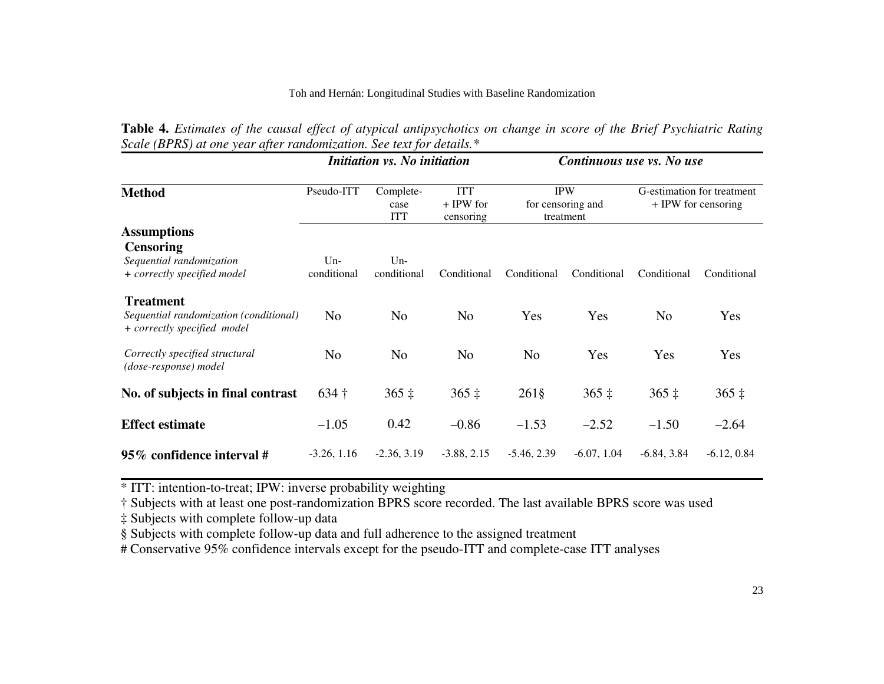**Table 4.** *Estimates of the causal effect of atypical antipsychotics on change in score of the Brief Psychiatric Rating Scale (BPRS) at one year after randomization. See text for details.**

| | *Initiation vs. No initiation* | | | *Continuous use vs. No use* | | | |
|---|---|---|---|---|---|---|---|
| **Method** | Pseudo-ITT | Complete-case ITT | ITT + IPW for censoring | IPW for censoring and treatment | | G-estimation for treatment + IPW for censoring | |
| **Assumptions** | | | | | | | |
| **Censoring** | | | | | | | |
| *Sequential randomization + correctly specified model* | Un-conditional | Un-conditional | Conditional | Conditional | Conditional | Conditional | Conditional |
| **Treatment** | | | | | | | |
| *Sequential randomization (conditional) + correctly specified model* | No | No | No | Yes | Yes | No | Yes |
| *Correctly specified structural (dose-response) model* | No | No | No | No | Yes | Yes | Yes |
| **No. of subjects in final contrast** | 634 † | 365 ‡ | 365 ‡ | 261§ | 365 ‡ | 365 ‡ | 365 ‡ |
| **Effect estimate** | –1.05 | 0.42 | –0.86 | –1.53 | –2.52 | –1.50 | –2.64 |
| **95% confidence interval #** | -3.26, 1.16 | -2.36, 3.19 | -3.88, 2.15 | -5.46, 2.39 | -6.07, 1.04 | -6.84, 3.84 | -6.12, 0.84 |

\* ITT: intention-to-treat; IPW: inverse probability weighting

† Subjects with at least one post-randomization BPRS score recorded. The last available BPRS score was used

‡ Subjects with complete follow-up data

§ Subjects with complete follow-up data and full adherence to the assigned treatment

\# Conservative 95% confidence intervals except for the pseudo-ITT and complete-case ITT analyses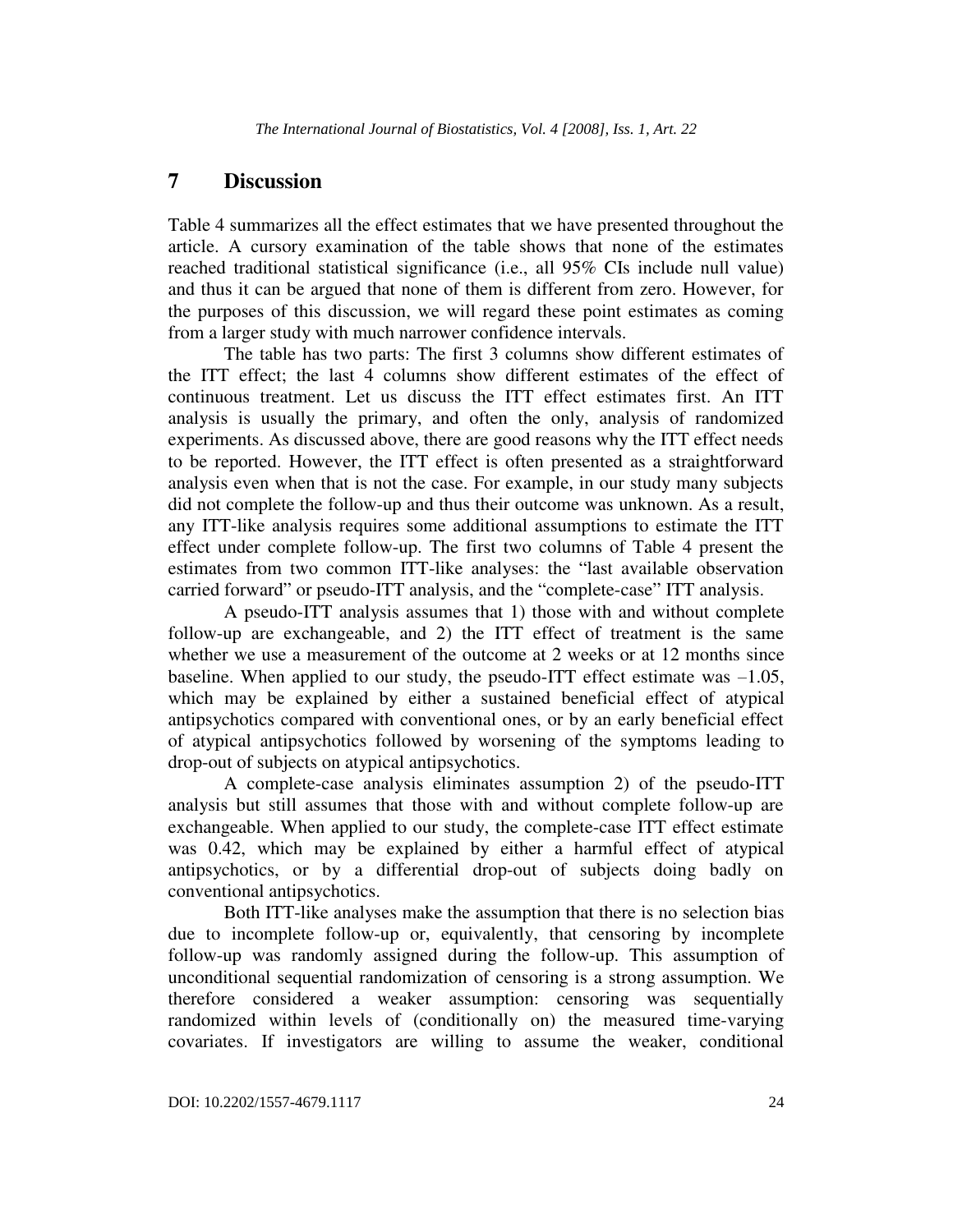## 7 Discussion

Table 4 summarizes all the effect estimates that we have presented throughout the article. A cursory examination of the table shows that none of the estimates reached traditional statistical significance (i.e., all 95% CIs include null value) and thus it can be argued that none of them is different from zero. However, for the purposes of this discussion, we will regard these point estimates as coming from a larger study with much narrower confidence intervals.

The table has two parts: The first 3 columns show different estimates of the ITT effect; the last 4 columns show different estimates of the effect of continuous treatment. Let us discuss the ITT effect estimates first. An ITT analysis is usually the primary, and often the only, analysis of randomized experiments. As discussed above, there are good reasons why the ITT effect needs to be reported. However, the ITT effect is often presented as a straightforward analysis even when that is not the case. For example, in our study many subjects did not complete the follow-up and thus their outcome was unknown. As a result, any ITT-like analysis requires some additional assumptions to estimate the ITT effect under complete follow-up. The first two columns of Table 4 present the estimates from two common ITT-like analyses: the "last available observation carried forward" or pseudo-ITT analysis, and the "complete-case" ITT analysis.

A pseudo-ITT analysis assumes that 1) those with and without complete follow-up are exchangeable, and 2) the ITT effect of treatment is the same whether we use a measurement of the outcome at 2 weeks or at 12 months since baseline. When applied to our study, the pseudo-ITT effect estimate was –1.05, which may be explained by either a sustained beneficial effect of atypical antipsychotics compared with conventional ones, or by an early beneficial effect of atypical antipsychotics followed by worsening of the symptoms leading to drop-out of subjects on atypical antipsychotics.

A complete-case analysis eliminates assumption 2) of the pseudo-ITT analysis but still assumes that those with and without complete follow-up are exchangeable. When applied to our study, the complete-case ITT effect estimate was 0.42, which may be explained by either a harmful effect of atypical antipsychotics, or by a differential drop-out of subjects doing badly on conventional antipsychotics.

Both ITT-like analyses make the assumption that there is no selection bias due to incomplete follow-up or, equivalently, that censoring by incomplete follow-up was randomly assigned during the follow-up. This assumption of unconditional sequential randomization of censoring is a strong assumption. We therefore considered a weaker assumption: censoring was sequentially randomized within levels of (conditionally on) the measured time-varying covariates. If investigators are willing to assume the weaker, conditional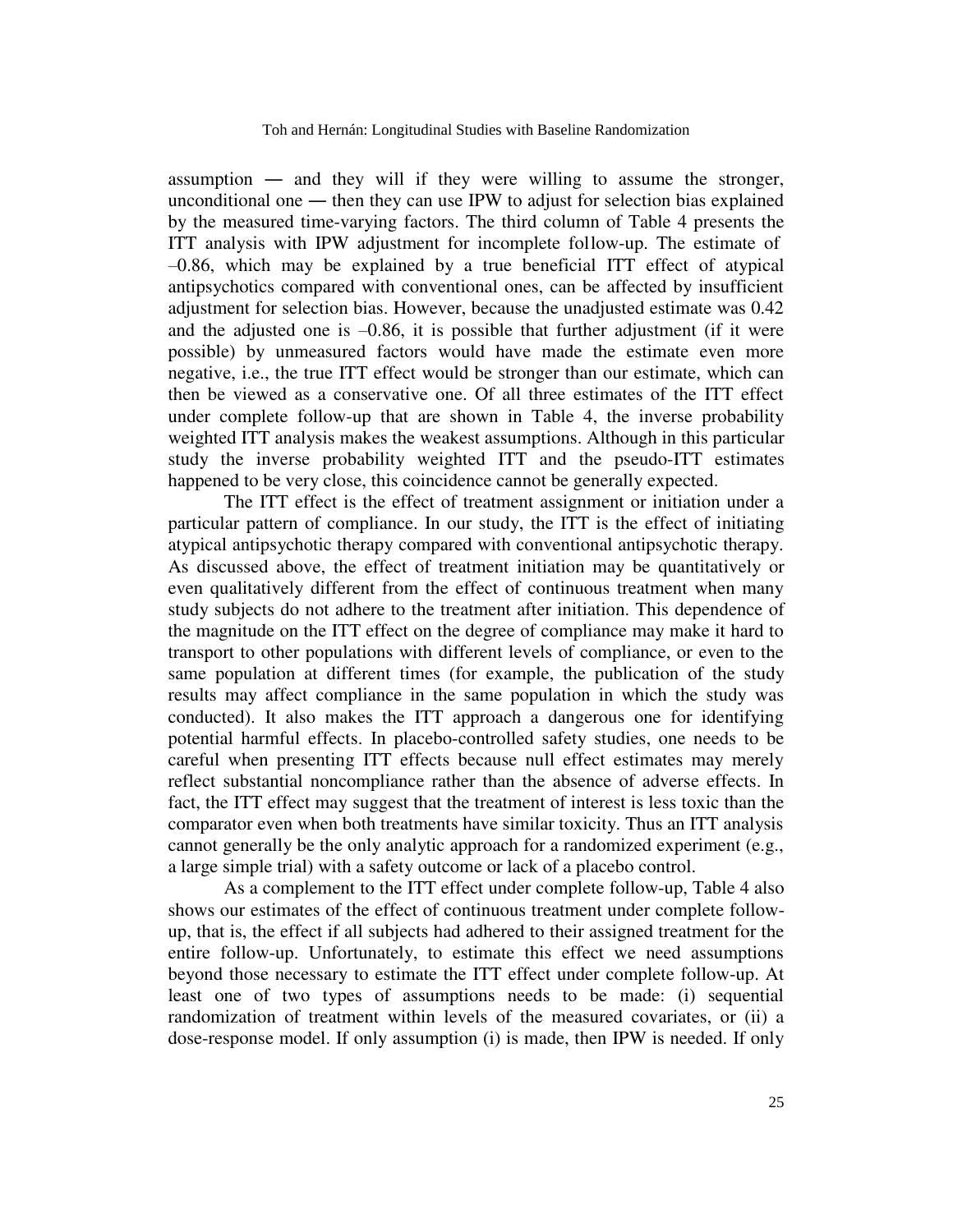assumption — and they will if they were willing to assume the stronger, unconditional one — then they can use IPW to adjust for selection bias explained by the measured time-varying factors. The third column of Table 4 presents the ITT analysis with IPW adjustment for incomplete follow-up. The estimate of –0.86, which may be explained by a true beneficial ITT effect of atypical antipsychotics compared with conventional ones, can be affected by insufficient adjustment for selection bias. However, because the unadjusted estimate was 0.42 and the adjusted one is –0.86, it is possible that further adjustment (if it were possible) by unmeasured factors would have made the estimate even more negative, i.e., the true ITT effect would be stronger than our estimate, which can then be viewed as a conservative one. Of all three estimates of the ITT effect under complete follow-up that are shown in Table 4, the inverse probability weighted ITT analysis makes the weakest assumptions. Although in this particular study the inverse probability weighted ITT and the pseudo-ITT estimates happened to be very close, this coincidence cannot be generally expected.

The ITT effect is the effect of treatment assignment or initiation under a particular pattern of compliance. In our study, the ITT is the effect of initiating atypical antipsychotic therapy compared with conventional antipsychotic therapy. As discussed above, the effect of treatment initiation may be quantitatively or even qualitatively different from the effect of continuous treatment when many study subjects do not adhere to the treatment after initiation. This dependence of the magnitude on the ITT effect on the degree of compliance may make it hard to transport to other populations with different levels of compliance, or even to the same population at different times (for example, the publication of the study results may affect compliance in the same population in which the study was conducted). It also makes the ITT approach a dangerous one for identifying potential harmful effects. In placebo-controlled safety studies, one needs to be careful when presenting ITT effects because null effect estimates may merely reflect substantial noncompliance rather than the absence of adverse effects. In fact, the ITT effect may suggest that the treatment of interest is less toxic than the comparator even when both treatments have similar toxicity. Thus an ITT analysis cannot generally be the only analytic approach for a randomized experiment (e.g., a large simple trial) with a safety outcome or lack of a placebo control.

As a complement to the ITT effect under complete follow-up, Table 4 also shows our estimates of the effect of continuous treatment under complete follow-up, that is, the effect if all subjects had adhered to their assigned treatment for the entire follow-up. Unfortunately, to estimate this effect we need assumptions beyond those necessary to estimate the ITT effect under complete follow-up. At least one of two types of assumptions needs to be made: (i) sequential randomization of treatment within levels of the measured covariates, or (ii) a dose-response model. If only assumption (i) is made, then IPW is needed. If only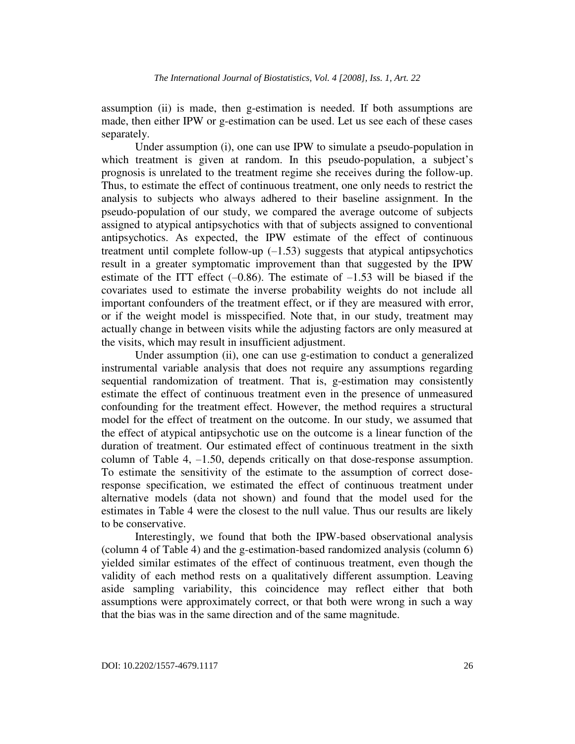assumption (ii) is made, then g-estimation is needed. If both assumptions are made, then either IPW or g-estimation can be used. Let us see each of these cases separately.

Under assumption (i), one can use IPW to simulate a pseudo-population in which treatment is given at random. In this pseudo-population, a subject's prognosis is unrelated to the treatment regime she receives during the follow-up. Thus, to estimate the effect of continuous treatment, one only needs to restrict the analysis to subjects who always adhered to their baseline assignment. In the pseudo-population of our study, we compared the average outcome of subjects assigned to atypical antipsychotics with that of subjects assigned to conventional antipsychotics. As expected, the IPW estimate of the effect of continuous treatment until complete follow-up (–1.53) suggests that atypical antipsychotics result in a greater symptomatic improvement than that suggested by the IPW estimate of the ITT effect (–0.86). The estimate of –1.53 will be biased if the covariates used to estimate the inverse probability weights do not include all important confounders of the treatment effect, or if they are measured with error, or if the weight model is misspecified. Note that, in our study, treatment may actually change in between visits while the adjusting factors are only measured at the visits, which may result in insufficient adjustment.

Under assumption (ii), one can use g-estimation to conduct a generalized instrumental variable analysis that does not require any assumptions regarding sequential randomization of treatment. That is, g-estimation may consistently estimate the effect of continuous treatment even in the presence of unmeasured confounding for the treatment effect. However, the method requires a structural model for the effect of treatment on the outcome. In our study, we assumed that the effect of atypical antipsychotic use on the outcome is a linear function of the duration of treatment. Our estimated effect of continuous treatment in the sixth column of Table 4, –1.50, depends critically on that dose-response assumption. To estimate the sensitivity of the estimate to the assumption of correct dose-response specification, we estimated the effect of continuous treatment under alternative models (data not shown) and found that the model used for the estimates in Table 4 were the closest to the null value. Thus our results are likely to be conservative.

Interestingly, we found that both the IPW-based observational analysis (column 4 of Table 4) and the g-estimation-based randomized analysis (column 6) yielded similar estimates of the effect of continuous treatment, even though the validity of each method rests on a qualitatively different assumption. Leaving aside sampling variability, this coincidence may reflect either that both assumptions were approximately correct, or that both were wrong in such a way that the bias was in the same direction and of the same magnitude.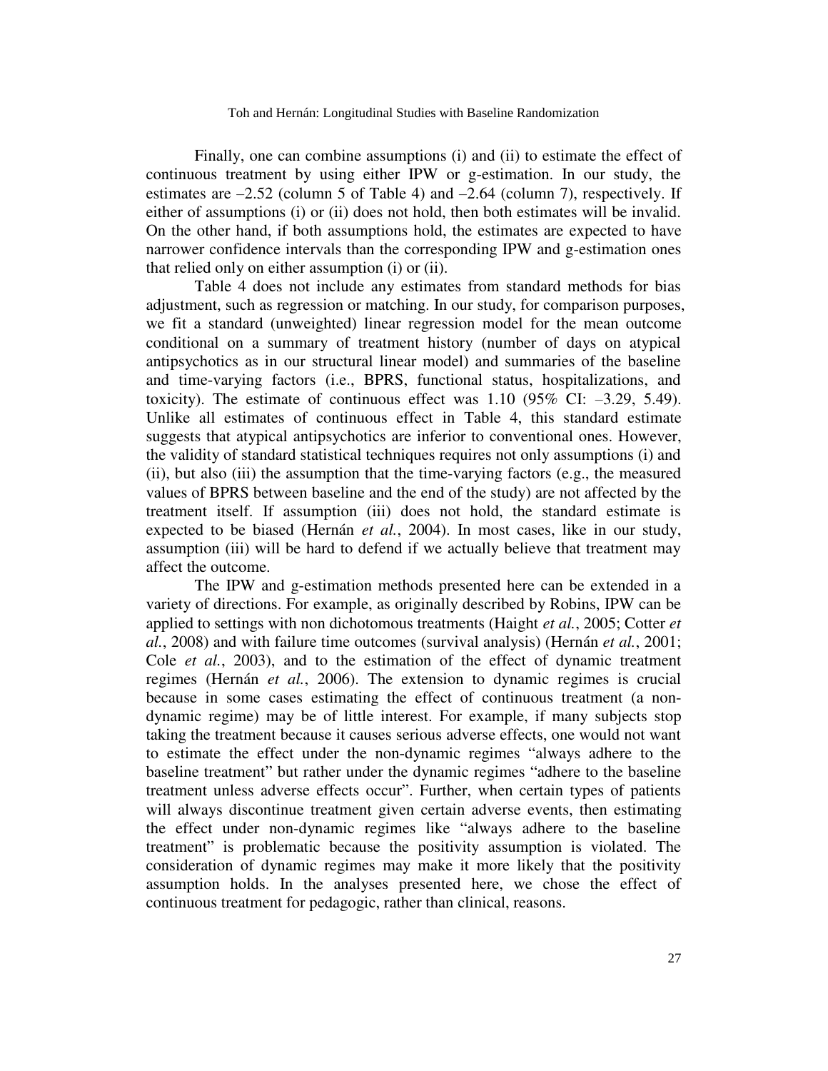Finally, one can combine assumptions (i) and (ii) to estimate the effect of continuous treatment by using either IPW or g-estimation. In our study, the estimates are –2.52 (column 5 of Table 4) and –2.64 (column 7), respectively. If either of assumptions (i) or (ii) does not hold, then both estimates will be invalid. On the other hand, if both assumptions hold, the estimates are expected to have narrower confidence intervals than the corresponding IPW and g-estimation ones that relied only on either assumption (i) or (ii).

Table 4 does not include any estimates from standard methods for bias adjustment, such as regression or matching. In our study, for comparison purposes, we fit a standard (unweighted) linear regression model for the mean outcome conditional on a summary of treatment history (number of days on atypical antipsychotics as in our structural linear model) and summaries of the baseline and time-varying factors (i.e., BPRS, functional status, hospitalizations, and toxicity). The estimate of continuous effect was 1.10 (95% CI: –3.29, 5.49). Unlike all estimates of continuous effect in Table 4, this standard estimate suggests that atypical antipsychotics are inferior to conventional ones. However, the validity of standard statistical techniques requires not only assumptions (i) and (ii), but also (iii) the assumption that the time-varying factors (e.g., the measured values of BPRS between baseline and the end of the study) are not affected by the treatment itself. If assumption (iii) does not hold, the standard estimate is expected to be biased (Hernán *et al.*, 2004). In most cases, like in our study, assumption (iii) will be hard to defend if we actually believe that treatment may affect the outcome.

The IPW and g-estimation methods presented here can be extended in a variety of directions. For example, as originally described by Robins, IPW can be applied to settings with non dichotomous treatments (Haight *et al.*, 2005; Cotter *et al.*, 2008) and with failure time outcomes (survival analysis) (Hernán *et al.*, 2001; Cole *et al.*, 2003), and to the estimation of the effect of dynamic treatment regimes (Hernán *et al.*, 2006). The extension to dynamic regimes is crucial because in some cases estimating the effect of continuous treatment (a non-dynamic regime) may be of little interest. For example, if many subjects stop taking the treatment because it causes serious adverse effects, one would not want to estimate the effect under the non-dynamic regimes "always adhere to the baseline treatment" but rather under the dynamic regimes "adhere to the baseline treatment unless adverse effects occur". Further, when certain types of patients will always discontinue treatment given certain adverse events, then estimating the effect under non-dynamic regimes like "always adhere to the baseline treatment" is problematic because the positivity assumption is violated. The consideration of dynamic regimes may make it more likely that the positivity assumption holds. In the analyses presented here, we chose the effect of continuous treatment for pedagogic, rather than clinical, reasons.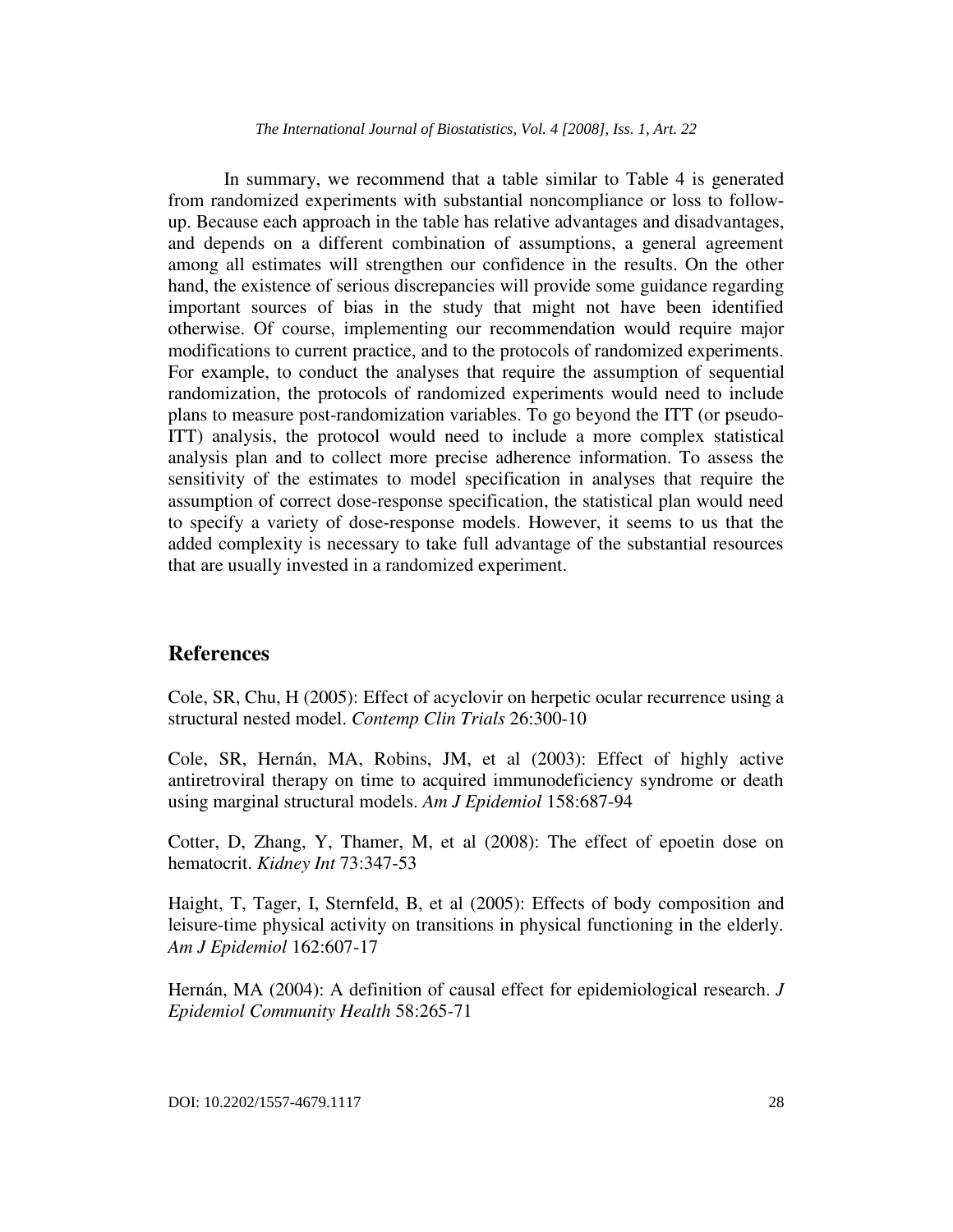In summary, we recommend that a table similar to Table 4 is generated from randomized experiments with substantial noncompliance or loss to follow-up. Because each approach in the table has relative advantages and disadvantages, and depends on a different combination of assumptions, a general agreement among all estimates will strengthen our confidence in the results. On the other hand, the existence of serious discrepancies will provide some guidance regarding important sources of bias in the study that might not have been identified otherwise. Of course, implementing our recommendation would require major modifications to current practice, and to the protocols of randomized experiments. For example, to conduct the analyses that require the assumption of sequential randomization, the protocols of randomized experiments would need to include plans to measure post-randomization variables. To go beyond the ITT (or pseudo-ITT) analysis, the protocol would need to include a more complex statistical analysis plan and to collect more precise adherence information. To assess the sensitivity of the estimates to model specification in analyses that require the assumption of correct dose-response specification, the statistical plan would need to specify a variety of dose-response models. However, it seems to us that the added complexity is necessary to take full advantage of the substantial resources that are usually invested in a randomized experiment.

## References

Cole, SR, Chu, H (2005): Effect of acyclovir on herpetic ocular recurrence using a structural nested model. *Contemp Clin Trials* 26:300-10

Cole, SR, Hernán, MA, Robins, JM, et al (2003): Effect of highly active antiretroviral therapy on time to acquired immunodeficiency syndrome or death using marginal structural models. *Am J Epidemiol* 158:687-94

Cotter, D, Zhang, Y, Thamer, M, et al (2008): The effect of epoetin dose on hematocrit. *Kidney Int* 73:347-53

Haight, T, Tager, I, Sternfeld, B, et al (2005): Effects of body composition and leisure-time physical activity on transitions in physical functioning in the elderly. *Am J Epidemiol* 162:607-17

Hernán, MA (2004): A definition of causal effect for epidemiological research. *J Epidemiol Community Health* 58:265-71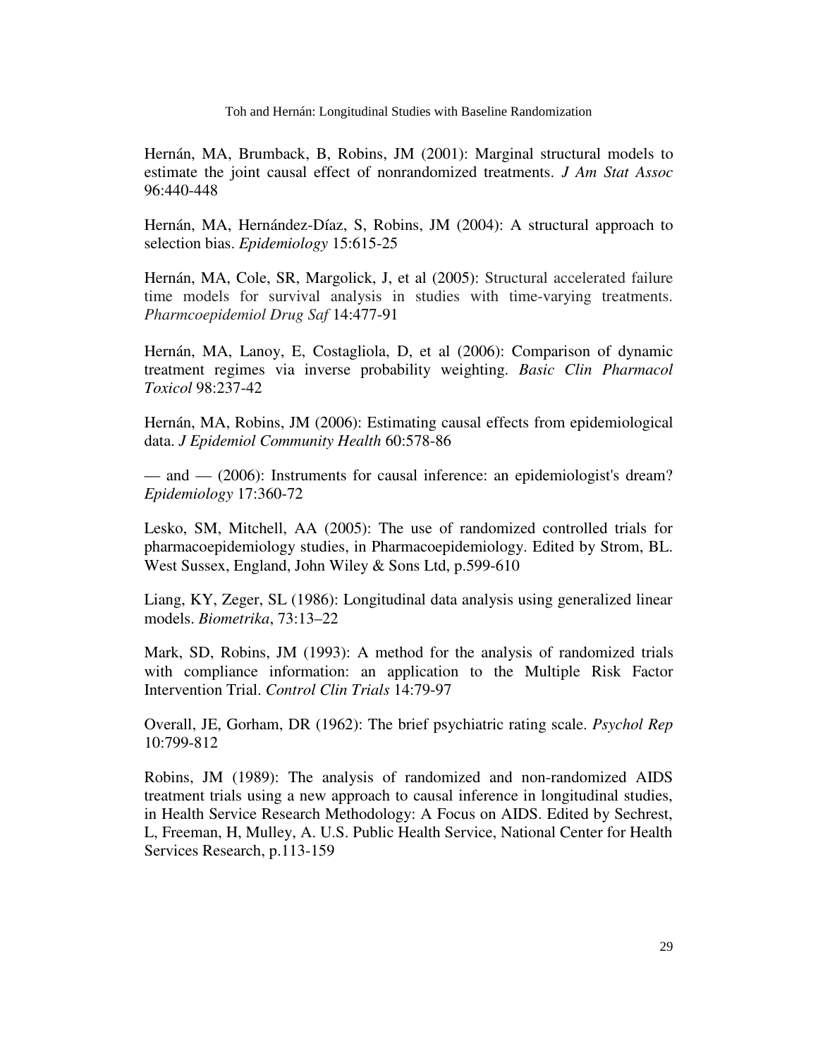Hernán, MA, Brumback, B, Robins, JM (2001): Marginal structural models to estimate the joint causal effect of nonrandomized treatments. *J Am Stat Assoc* 96:440-448

Hernán, MA, Hernández-Díaz, S, Robins, JM (2004): A structural approach to selection bias. *Epidemiology* 15:615-25

Hernán, MA, Cole, SR, Margolick, J, et al (2005): Structural accelerated failure time models for survival analysis in studies with time-varying treatments. *Pharmcoepidemiol Drug Saf* 14:477-91

Hernán, MA, Lanoy, E, Costagliola, D, et al (2006): Comparison of dynamic treatment regimes via inverse probability weighting. *Basic Clin Pharmacol Toxicol* 98:237-42

Hernán, MA, Robins, JM (2006): Estimating causal effects from epidemiological data. *J Epidemiol Community Health* 60:578-86

— and — (2006): Instruments for causal inference: an epidemiologist's dream? *Epidemiology* 17:360-72

Lesko, SM, Mitchell, AA (2005): The use of randomized controlled trials for pharmacoepidemiology studies, in Pharmacoepidemiology. Edited by Strom, BL. West Sussex, England, John Wiley & Sons Ltd, p.599-610

Liang, KY, Zeger, SL (1986): Longitudinal data analysis using generalized linear models. *Biometrika*, 73:13–22

Mark, SD, Robins, JM (1993): A method for the analysis of randomized trials with compliance information: an application to the Multiple Risk Factor Intervention Trial. *Control Clin Trials* 14:79-97

Overall, JE, Gorham, DR (1962): The brief psychiatric rating scale. *Psychol Rep* 10:799-812

Robins, JM (1989): The analysis of randomized and non-randomized AIDS treatment trials using a new approach to causal inference in longitudinal studies, in Health Service Research Methodology: A Focus on AIDS. Edited by Sechrest, L, Freeman, H, Mulley, A. U.S. Public Health Service, National Center for Health Services Research, p.113-159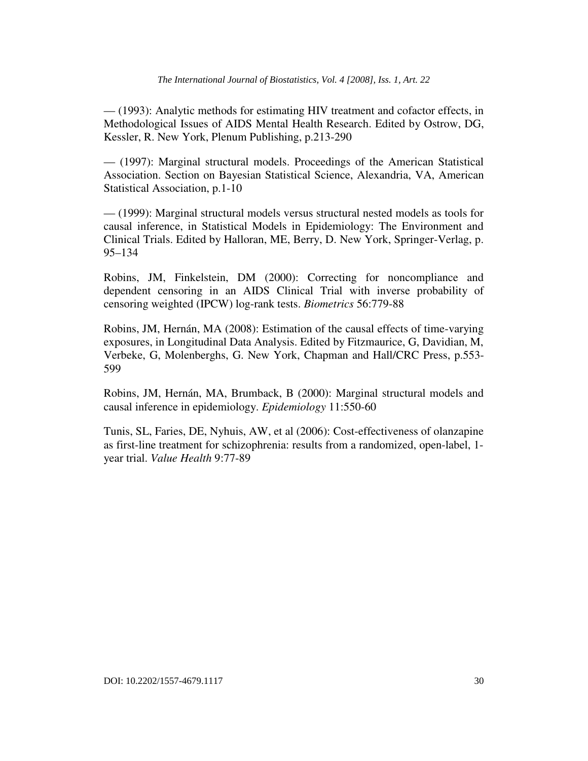— (1993): Analytic methods for estimating HIV treatment and cofactor effects, in Methodological Issues of AIDS Mental Health Research. Edited by Ostrow, DG, Kessler, R. New York, Plenum Publishing, p.213-290

— (1997): Marginal structural models. Proceedings of the American Statistical Association. Section on Bayesian Statistical Science, Alexandria, VA, American Statistical Association, p.1-10

— (1999): Marginal structural models versus structural nested models as tools for causal inference, in Statistical Models in Epidemiology: The Environment and Clinical Trials. Edited by Halloran, ME, Berry, D. New York, Springer-Verlag, p. 95–134

Robins, JM, Finkelstein, DM (2000): Correcting for noncompliance and dependent censoring in an AIDS Clinical Trial with inverse probability of censoring weighted (IPCW) log-rank tests. *Biometrics* 56:779-88

Robins, JM, Hernán, MA (2008): Estimation of the causal effects of time-varying exposures, in Longitudinal Data Analysis. Edited by Fitzmaurice, G, Davidian, M, Verbeke, G, Molenberghs, G. New York, Chapman and Hall/CRC Press, p.553-599

Robins, JM, Hernán, MA, Brumback, B (2000): Marginal structural models and causal inference in epidemiology. *Epidemiology* 11:550-60

Tunis, SL, Faries, DE, Nyhuis, AW, et al (2006): Cost-effectiveness of olanzapine as first-line treatment for schizophrenia: results from a randomized, open-label, 1-year trial. *Value Health* 9:77-89